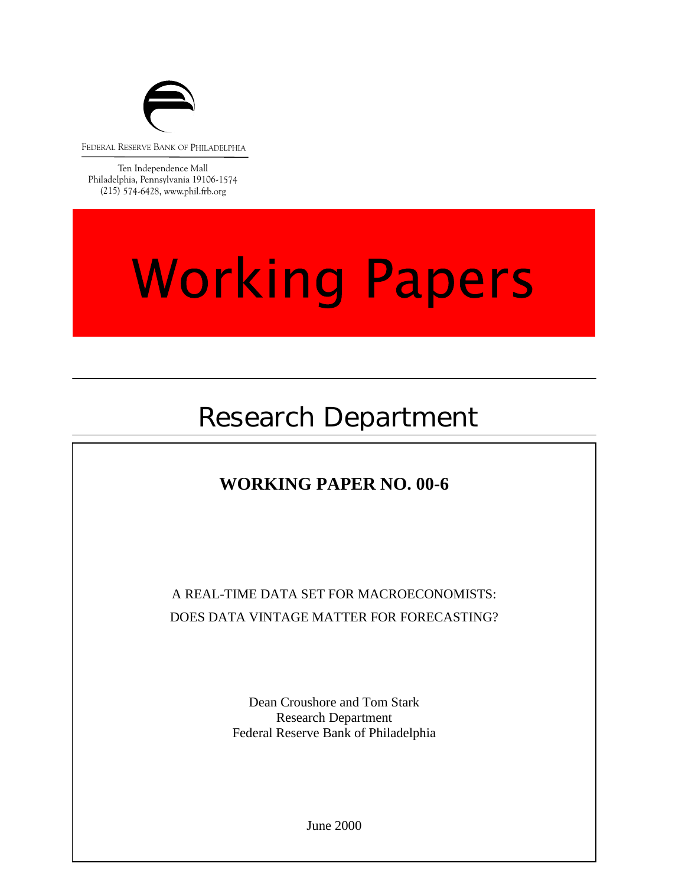FEDERAL RESERVE BANK OF PHILADELPHIA

Ten Independence Mall
Philadelphia, Pennsylvania 19106-1574
(215) 574-6428, www.phil.frb.org

# Working Papers

## Research Department

**WORKING PAPER NO. 00-6**

A REAL-TIME DATA SET FOR MACROECONOMISTS:
DOES DATA VINTAGE MATTER FOR FORECASTING?

Dean Croushore and Tom Stark
Research Department
Federal Reserve Bank of Philadelphia

June 2000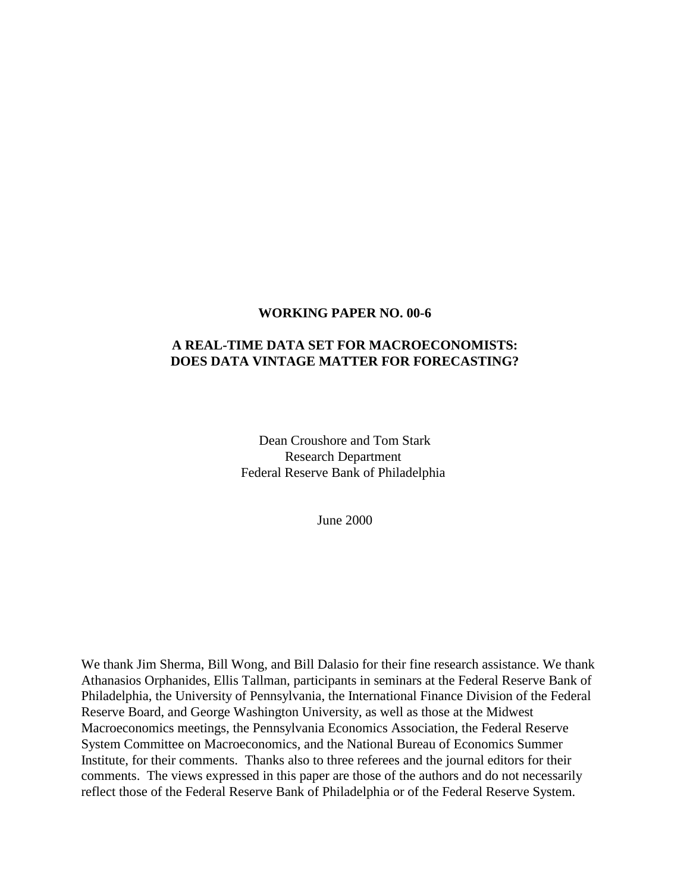**WORKING PAPER NO. 00-6**

**A REAL-TIME DATA SET FOR MACROECONOMISTS: DOES DATA VINTAGE MATTER FOR FORECASTING?**

Dean Croushore and Tom Stark
Research Department
Federal Reserve Bank of Philadelphia

June 2000

We thank Jim Sherma, Bill Wong, and Bill Dalasio for their fine research assistance. We thank Athanasios Orphanides, Ellis Tallman, participants in seminars at the Federal Reserve Bank of Philadelphia, the University of Pennsylvania, the International Finance Division of the Federal Reserve Board, and George Washington University, as well as those at the Midwest Macroeconomics meetings, the Pennsylvania Economics Association, the Federal Reserve System Committee on Macroeconomics, and the National Bureau of Economics Summer Institute, for their comments. Thanks also to three referees and the journal editors for their comments. The views expressed in this paper are those of the authors and do not necessarily reflect those of the Federal Reserve Bank of Philadelphia or of the Federal Reserve System.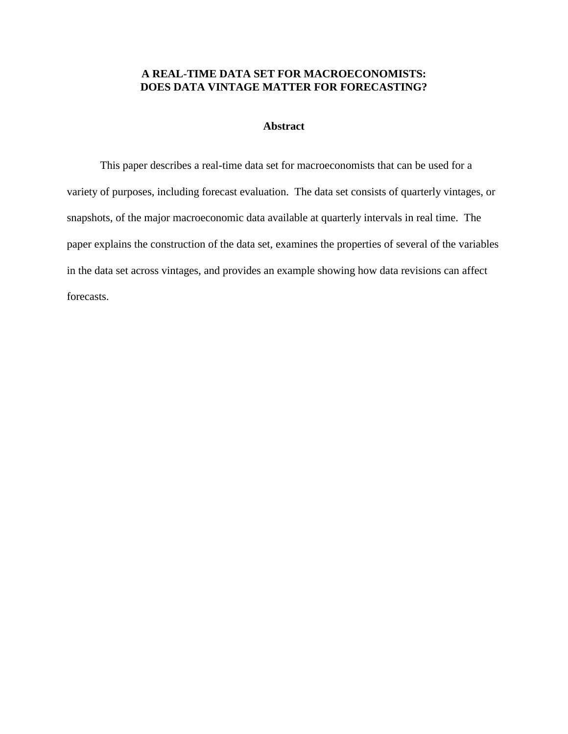# A REAL-TIME DATA SET FOR MACROECONOMISTS: DOES DATA VINTAGE MATTER FOR FORECASTING?

## Abstract

This paper describes a real-time data set for macroeconomists that can be used for a variety of purposes, including forecast evaluation. The data set consists of quarterly vintages, or snapshots, of the major macroeconomic data available at quarterly intervals in real time. The paper explains the construction of the data set, examines the properties of several of the variables in the data set across vintages, and provides an example showing how data revisions can affect forecasts.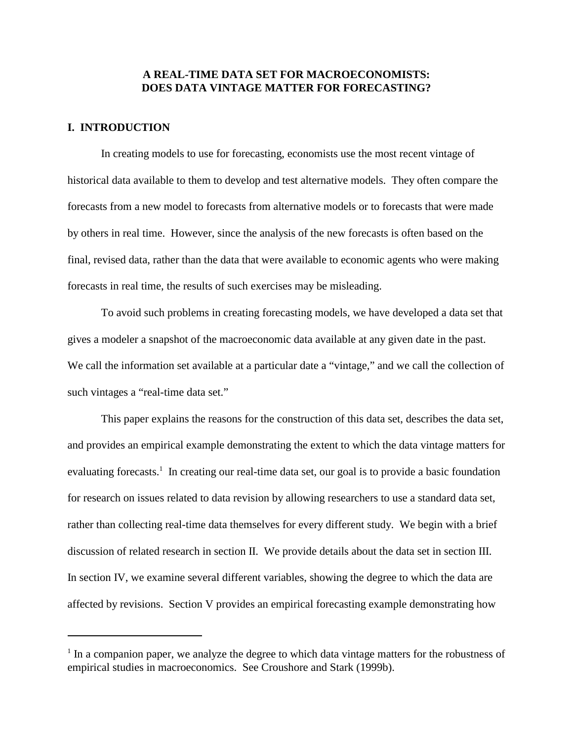# A REAL-TIME DATA SET FOR MACROECONOMISTS: DOES DATA VINTAGE MATTER FOR FORECASTING?

## I. INTRODUCTION

In creating models to use for forecasting, economists use the most recent vintage of historical data available to them to develop and test alternative models. They often compare the forecasts from a new model to forecasts from alternative models or to forecasts that were made by others in real time. However, since the analysis of the new forecasts is often based on the final, revised data, rather than the data that were available to economic agents who were making forecasts in real time, the results of such exercises may be misleading.

To avoid such problems in creating forecasting models, we have developed a data set that gives a modeler a snapshot of the macroeconomic data available at any given date in the past. We call the information set available at a particular date a "vintage," and we call the collection of such vintages a "real-time data set."

This paper explains the reasons for the construction of this data set, describes the data set, and provides an empirical example demonstrating the extent to which the data vintage matters for evaluating forecasts.[1] In creating our real-time data set, our goal is to provide a basic foundation for research on issues related to data revision by allowing researchers to use a standard data set, rather than collecting real-time data themselves for every different study. We begin with a brief discussion of related research in section II. We provide details about the data set in section III. In section IV, we examine several different variables, showing the degree to which the data are affected by revisions. Section V provides an empirical forecasting example demonstrating how

---

[1] In a companion paper, we analyze the degree to which data vintage matters for the robustness of empirical studies in macroeconomics. See Croushore and Stark (1999b).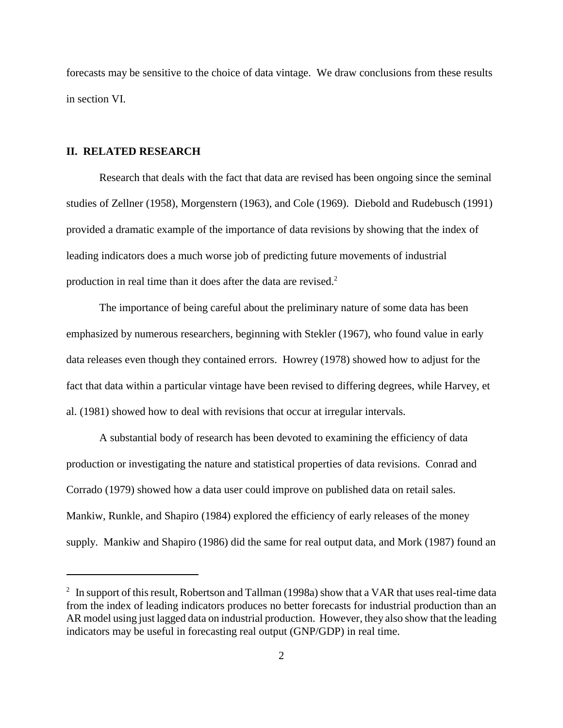forecasts may be sensitive to the choice of data vintage. We draw conclusions from these results in section VI.

## II. RELATED RESEARCH

Research that deals with the fact that data are revised has been ongoing since the seminal studies of Zellner (1958), Morgenstern (1963), and Cole (1969). Diebold and Rudebusch (1991) provided a dramatic example of the importance of data revisions by showing that the index of leading indicators does a much worse job of predicting future movements of industrial production in real time than it does after the data are revised.[2]

The importance of being careful about the preliminary nature of some data has been emphasized by numerous researchers, beginning with Stekler (1967), who found value in early data releases even though they contained errors. Howrey (1978) showed how to adjust for the fact that data within a particular vintage have been revised to differing degrees, while Harvey, et al. (1981) showed how to deal with revisions that occur at irregular intervals.

A substantial body of research has been devoted to examining the efficiency of data production or investigating the nature and statistical properties of data revisions. Conrad and Corrado (1979) showed how a data user could improve on published data on retail sales. Mankiw, Runkle, and Shapiro (1984) explored the efficiency of early releases of the money supply. Mankiw and Shapiro (1986) did the same for real output data, and Mork (1987) found an

---

[2] In support of this result, Robertson and Tallman (1998a) show that a VAR that uses real-time data from the index of leading indicators produces no better forecasts for industrial production than an AR model using just lagged data on industrial production. However, they also show that the leading indicators may be useful in forecasting real output (GNP/GDP) in real time.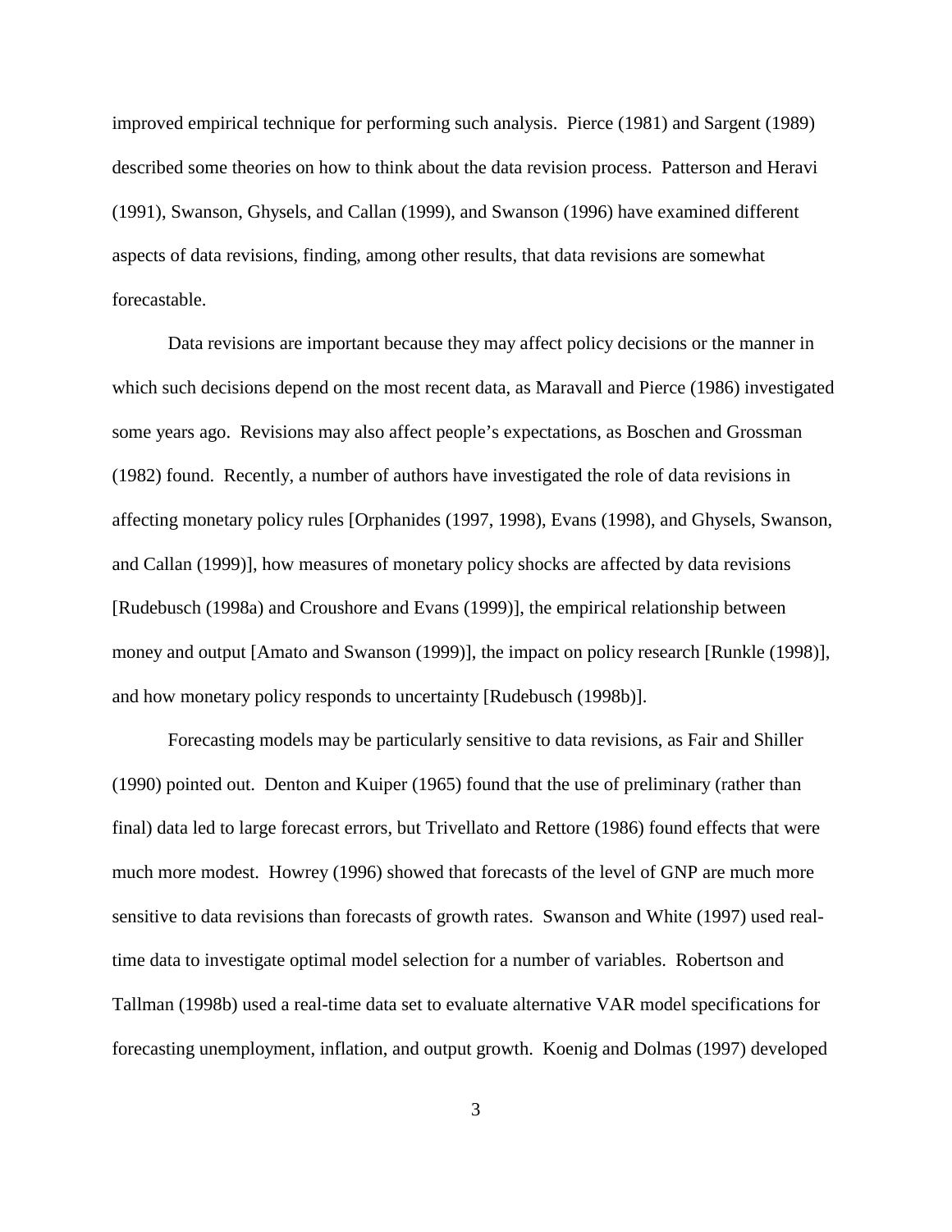improved empirical technique for performing such analysis. Pierce (1981) and Sargent (1989) described some theories on how to think about the data revision process. Patterson and Heravi (1991), Swanson, Ghysels, and Callan (1999), and Swanson (1996) have examined different aspects of data revisions, finding, among other results, that data revisions are somewhat forecastable.

Data revisions are important because they may affect policy decisions or the manner in which such decisions depend on the most recent data, as Maravall and Pierce (1986) investigated some years ago. Revisions may also affect people's expectations, as Boschen and Grossman (1982) found. Recently, a number of authors have investigated the role of data revisions in affecting monetary policy rules [Orphanides (1997, 1998), Evans (1998), and Ghysels, Swanson, and Callan (1999)], how measures of monetary policy shocks are affected by data revisions [Rudebusch (1998a) and Croushore and Evans (1999)], the empirical relationship between money and output [Amato and Swanson (1999)], the impact on policy research [Runkle (1998)], and how monetary policy responds to uncertainty [Rudebusch (1998b)].

Forecasting models may be particularly sensitive to data revisions, as Fair and Shiller (1990) pointed out. Denton and Kuiper (1965) found that the use of preliminary (rather than final) data led to large forecast errors, but Trivellato and Rettore (1986) found effects that were much more modest. Howrey (1996) showed that forecasts of the level of GNP are much more sensitive to data revisions than forecasts of growth rates. Swanson and White (1997) used real-time data to investigate optimal model selection for a number of variables. Robertson and Tallman (1998b) used a real-time data set to evaluate alternative VAR model specifications for forecasting unemployment, inflation, and output growth. Koenig and Dolmas (1997) developed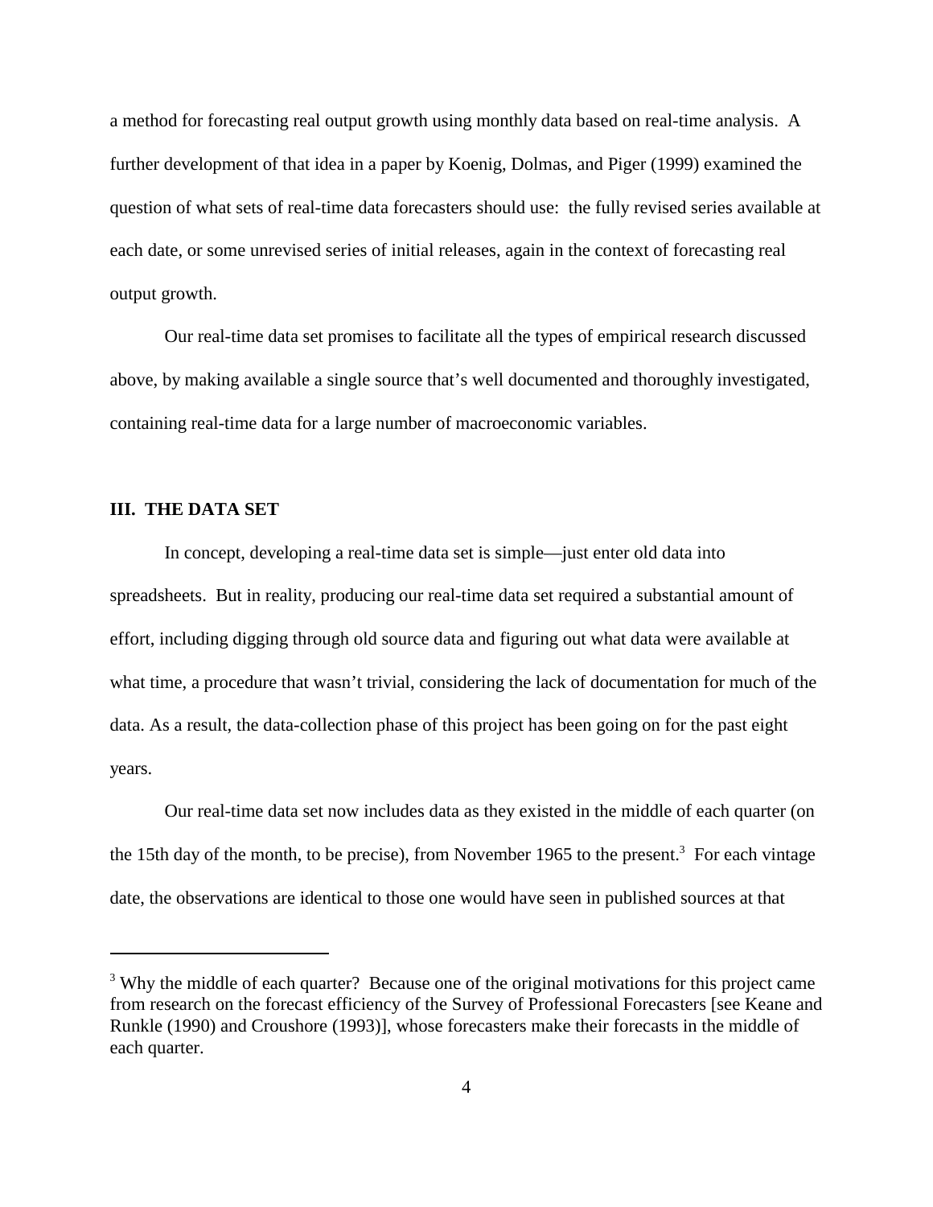a method for forecasting real output growth using monthly data based on real-time analysis. A further development of that idea in a paper by Koenig, Dolmas, and Piger (1999) examined the question of what sets of real-time data forecasters should use: the fully revised series available at each date, or some unrevised series of initial releases, again in the context of forecasting real output growth.

Our real-time data set promises to facilitate all the types of empirical research discussed above, by making available a single source that's well documented and thoroughly investigated, containing real-time data for a large number of macroeconomic variables.

## III. THE DATA SET

In concept, developing a real-time data set is simple—just enter old data into spreadsheets. But in reality, producing our real-time data set required a substantial amount of effort, including digging through old source data and figuring out what data were available at what time, a procedure that wasn't trivial, considering the lack of documentation for much of the data. As a result, the data-collection phase of this project has been going on for the past eight years.

Our real-time data set now includes data as they existed in the middle of each quarter (on the 15th day of the month, to be precise), from November 1965 to the present.[3] For each vintage date, the observations are identical to those one would have seen in published sources at that

---

[3] Why the middle of each quarter? Because one of the original motivations for this project came from research on the forecast efficiency of the Survey of Professional Forecasters [see Keane and Runkle (1990) and Croushore (1993)], whose forecasters make their forecasts in the middle of each quarter.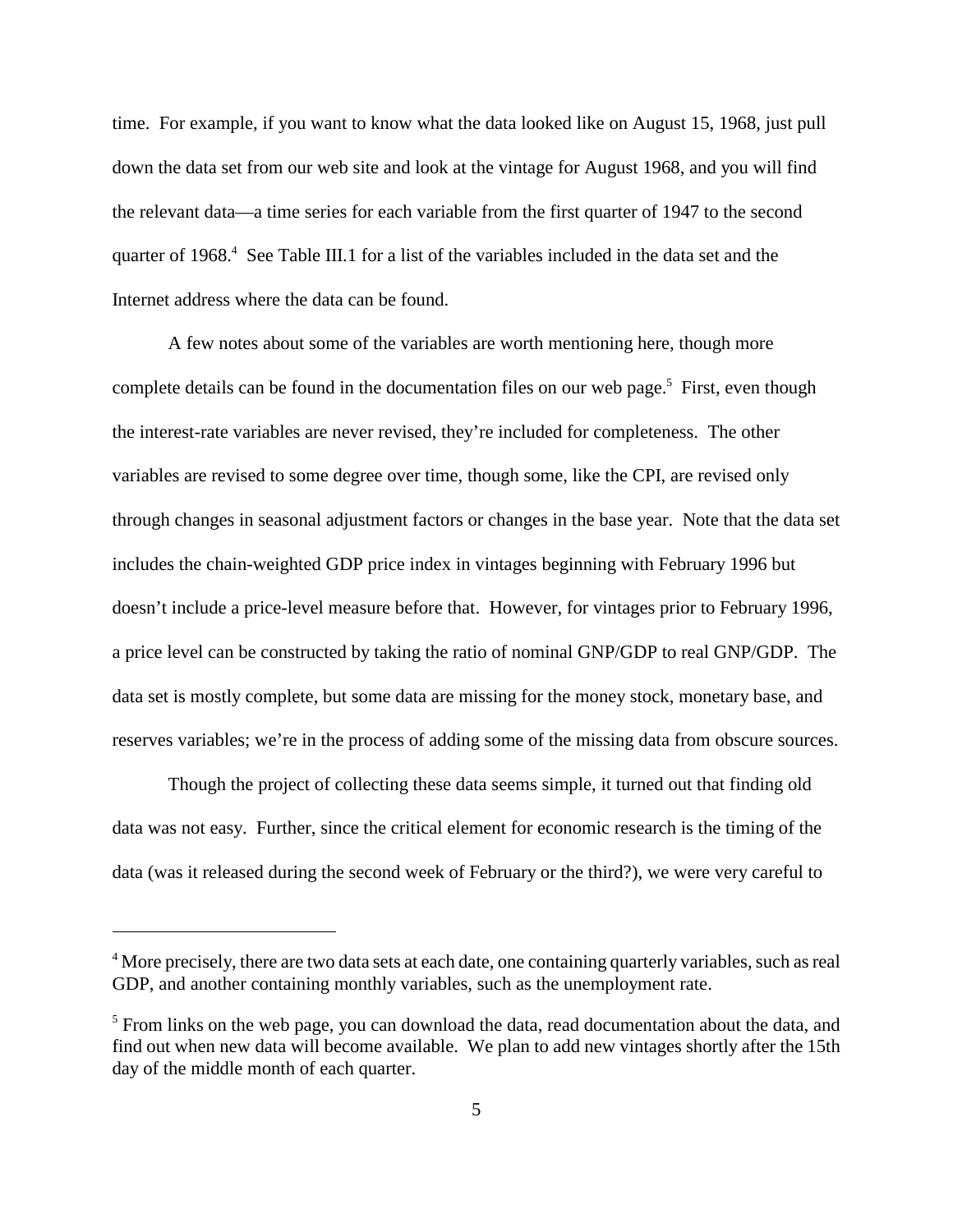time. For example, if you want to know what the data looked like on August 15, 1968, just pull down the data set from our web site and look at the vintage for August 1968, and you will find the relevant data—a time series for each variable from the first quarter of 1947 to the second quarter of 1968.[4] See Table III.1 for a list of the variables included in the data set and the Internet address where the data can be found.

A few notes about some of the variables are worth mentioning here, though more complete details can be found in the documentation files on our web page.[5] First, even though the interest-rate variables are never revised, they're included for completeness. The other variables are revised to some degree over time, though some, like the CPI, are revised only through changes in seasonal adjustment factors or changes in the base year. Note that the data set includes the chain-weighted GDP price index in vintages beginning with February 1996 but doesn't include a price-level measure before that. However, for vintages prior to February 1996, a price level can be constructed by taking the ratio of nominal GNP/GDP to real GNP/GDP. The data set is mostly complete, but some data are missing for the money stock, monetary base, and reserves variables; we're in the process of adding some of the missing data from obscure sources.

Though the project of collecting these data seems simple, it turned out that finding old data was not easy. Further, since the critical element for economic research is the timing of the data (was it released during the second week of February or the third?), we were very careful to

---

[4] More precisely, there are two data sets at each date, one containing quarterly variables, such as real GDP, and another containing monthly variables, such as the unemployment rate.

[5] From links on the web page, you can download the data, read documentation about the data, and find out when new data will become available. We plan to add new vintages shortly after the 15th day of the middle month of each quarter.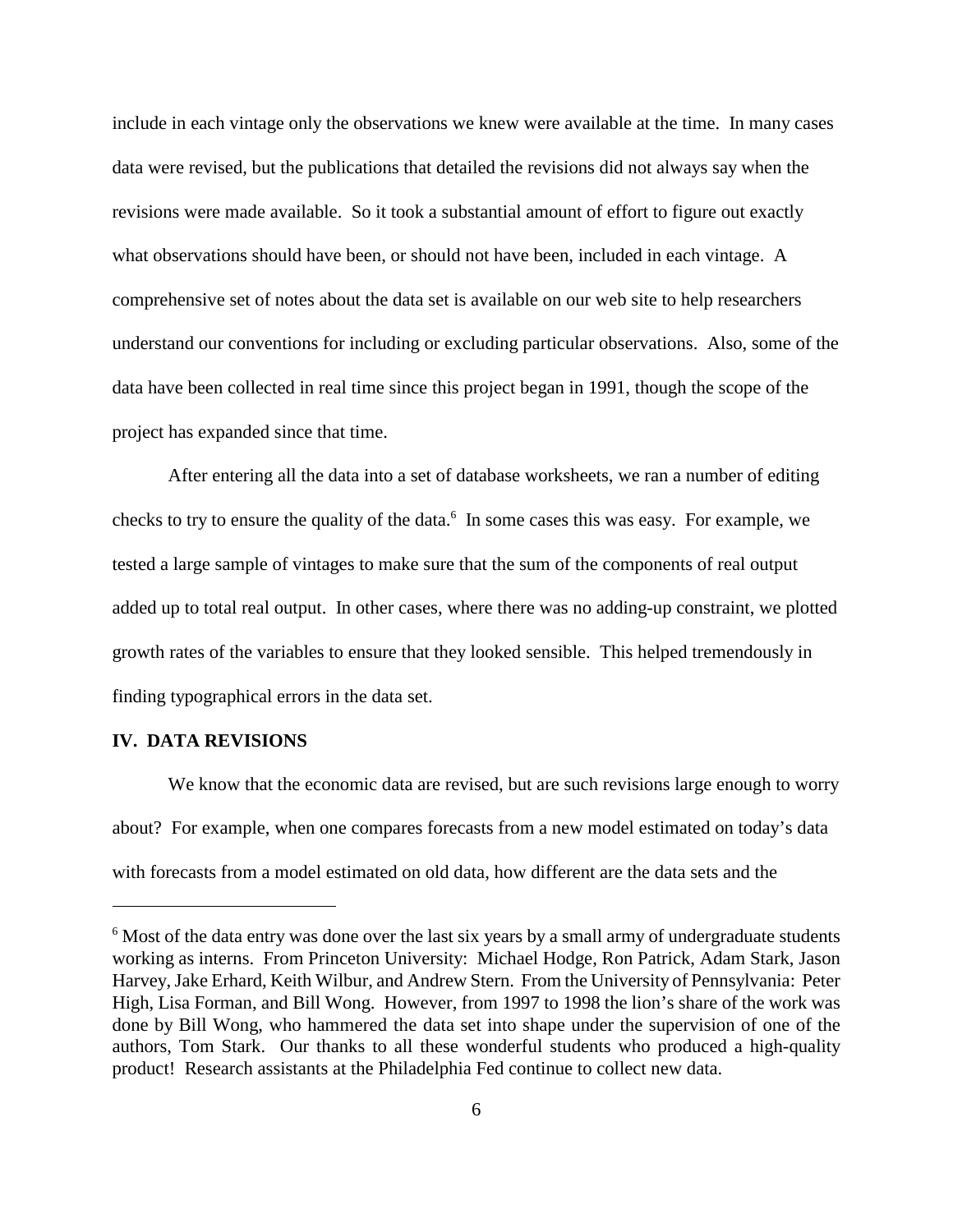include in each vintage only the observations we knew were available at the time. In many cases data were revised, but the publications that detailed the revisions did not always say when the revisions were made available. So it took a substantial amount of effort to figure out exactly what observations should have been, or should not have been, included in each vintage. A comprehensive set of notes about the data set is available on our web site to help researchers understand our conventions for including or excluding particular observations. Also, some of the data have been collected in real time since this project began in 1991, though the scope of the project has expanded since that time.

After entering all the data into a set of database worksheets, we ran a number of editing checks to try to ensure the quality of the data.[6] In some cases this was easy. For example, we tested a large sample of vintages to make sure that the sum of the components of real output added up to total real output. In other cases, where there was no adding-up constraint, we plotted growth rates of the variables to ensure that they looked sensible. This helped tremendously in finding typographical errors in the data set.

## IV. DATA REVISIONS

We know that the economic data are revised, but are such revisions large enough to worry about? For example, when one compares forecasts from a new model estimated on today's data with forecasts from a model estimated on old data, how different are the data sets and the

---

[6] Most of the data entry was done over the last six years by a small army of undergraduate students working as interns. From Princeton University: Michael Hodge, Ron Patrick, Adam Stark, Jason Harvey, Jake Erhard, Keith Wilbur, and Andrew Stern. From the University of Pennsylvania: Peter High, Lisa Forman, and Bill Wong. However, from 1997 to 1998 the lion's share of the work was done by Bill Wong, who hammered the data set into shape under the supervision of one of the authors, Tom Stark. Our thanks to all these wonderful students who produced a high-quality product! Research assistants at the Philadelphia Fed continue to collect new data.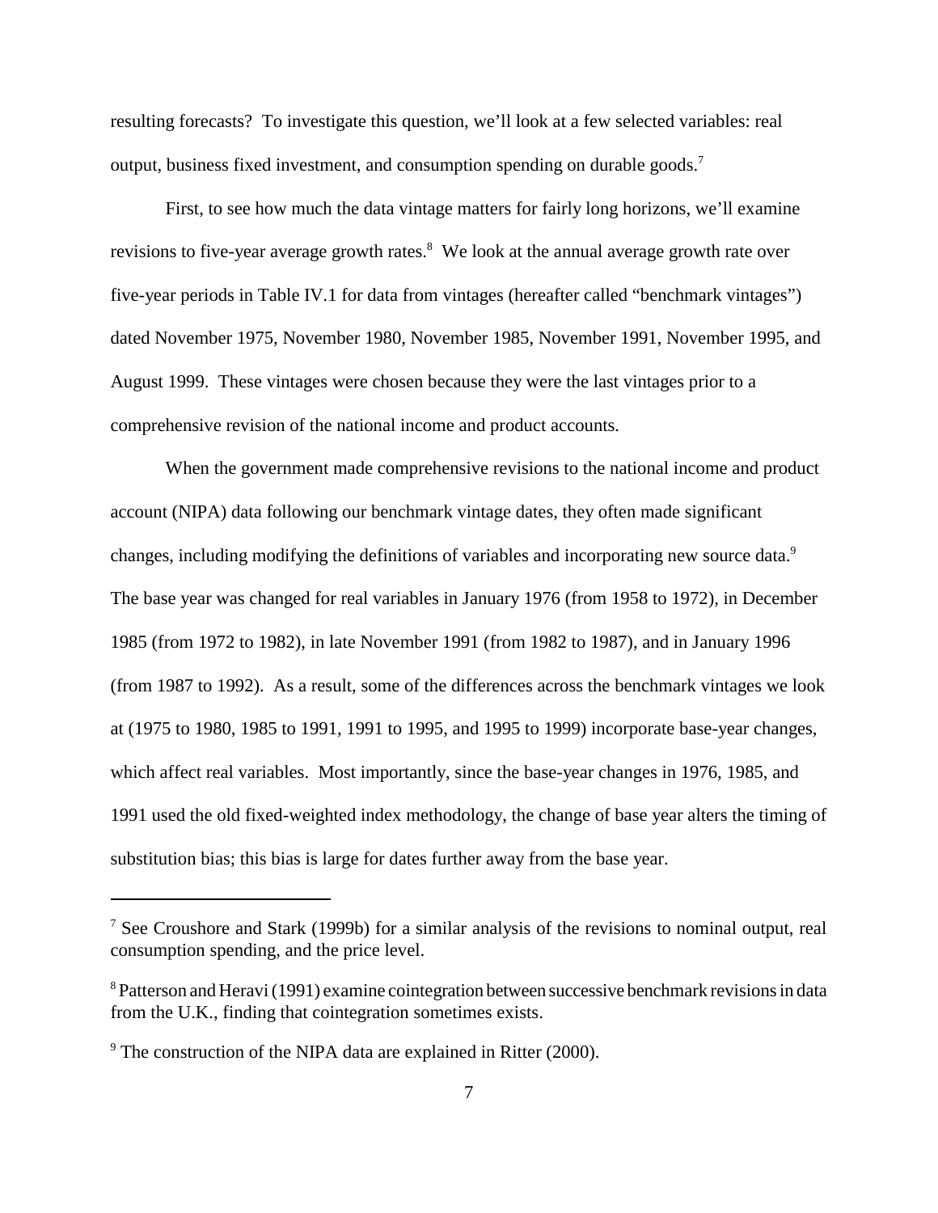resulting forecasts? To investigate this question, we'll look at a few selected variables: real output, business fixed investment, and consumption spending on durable goods.[7]

First, to see how much the data vintage matters for fairly long horizons, we'll examine revisions to five-year average growth rates.[8] We look at the annual average growth rate over five-year periods in Table IV.1 for data from vintages (hereafter called "benchmark vintages") dated November 1975, November 1980, November 1985, November 1991, November 1995, and August 1999. These vintages were chosen because they were the last vintages prior to a comprehensive revision of the national income and product accounts.

When the government made comprehensive revisions to the national income and product account (NIPA) data following our benchmark vintage dates, they often made significant changes, including modifying the definitions of variables and incorporating new source data.[9] The base year was changed for real variables in January 1976 (from 1958 to 1972), in December 1985 (from 1972 to 1982), in late November 1991 (from 1982 to 1987), and in January 1996 (from 1987 to 1992). As a result, some of the differences across the benchmark vintages we look at (1975 to 1980, 1985 to 1991, 1991 to 1995, and 1995 to 1999) incorporate base-year changes, which affect real variables. Most importantly, since the base-year changes in 1976, 1985, and 1991 used the old fixed-weighted index methodology, the change of base year alters the timing of substitution bias; this bias is large for dates further away from the base year.

---

[7] See Croushore and Stark (1999b) for a similar analysis of the revisions to nominal output, real consumption spending, and the price level.

[8] Patterson and Heravi (1991) examine cointegration between successive benchmark revisions in data from the U.K., finding that cointegration sometimes exists.

[9] The construction of the NIPA data are explained in Ritter (2000).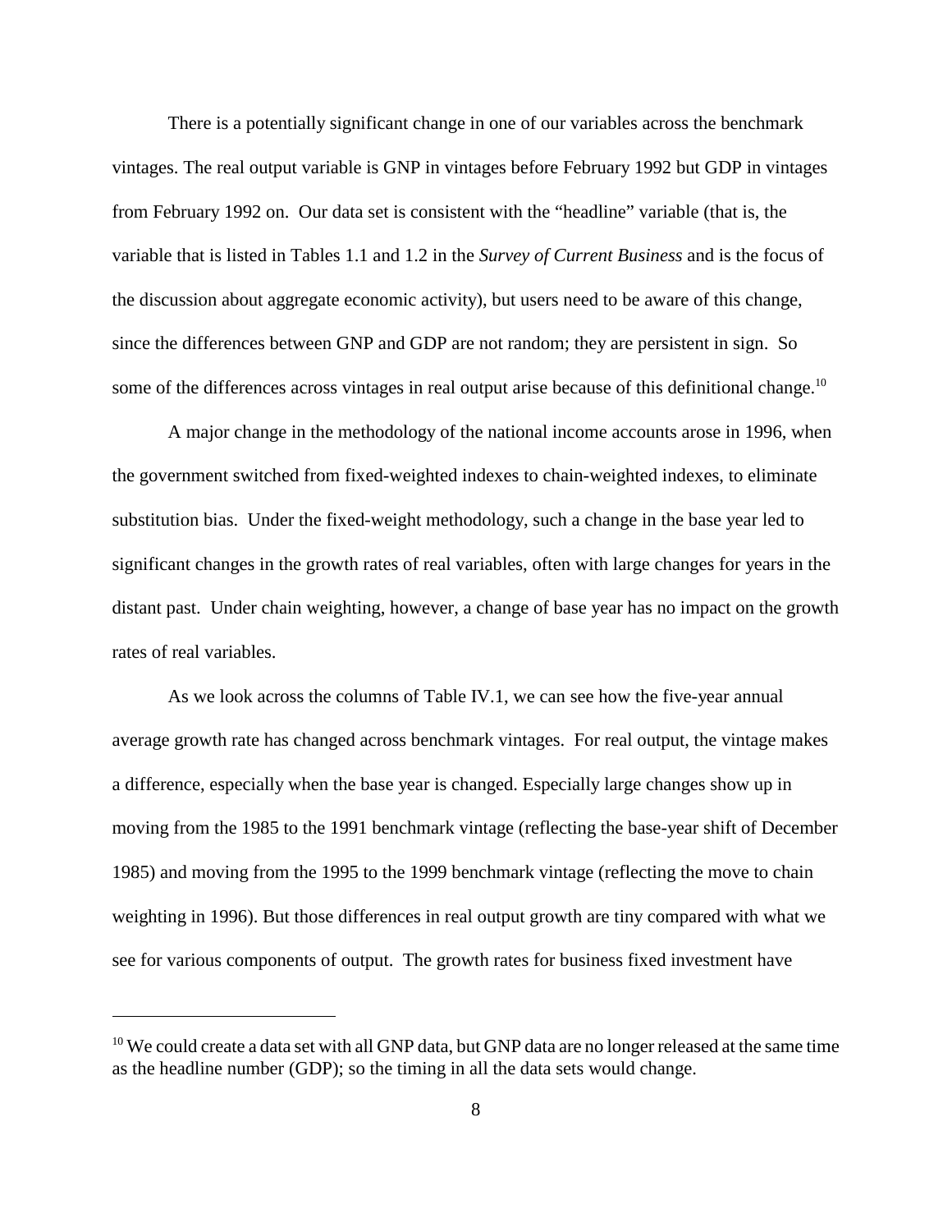There is a potentially significant change in one of our variables across the benchmark vintages. The real output variable is GNP in vintages before February 1992 but GDP in vintages from February 1992 on. Our data set is consistent with the "headline" variable (that is, the variable that is listed in Tables 1.1 and 1.2 in the *Survey of Current Business* and is the focus of the discussion about aggregate economic activity), but users need to be aware of this change, since the differences between GNP and GDP are not random; they are persistent in sign. So some of the differences across vintages in real output arise because of this definitional change.[10]

A major change in the methodology of the national income accounts arose in 1996, when the government switched from fixed-weighted indexes to chain-weighted indexes, to eliminate substitution bias. Under the fixed-weight methodology, such a change in the base year led to significant changes in the growth rates of real variables, often with large changes for years in the distant past. Under chain weighting, however, a change of base year has no impact on the growth rates of real variables.

As we look across the columns of Table IV.1, we can see how the five-year annual average growth rate has changed across benchmark vintages. For real output, the vintage makes a difference, especially when the base year is changed. Especially large changes show up in moving from the 1985 to the 1991 benchmark vintage (reflecting the base-year shift of December 1985) and moving from the 1995 to the 1999 benchmark vintage (reflecting the move to chain weighting in 1996). But those differences in real output growth are tiny compared with what we see for various components of output. The growth rates for business fixed investment have

---

[10] We could create a data set with all GNP data, but GNP data are no longer released at the same time as the headline number (GDP); so the timing in all the data sets would change.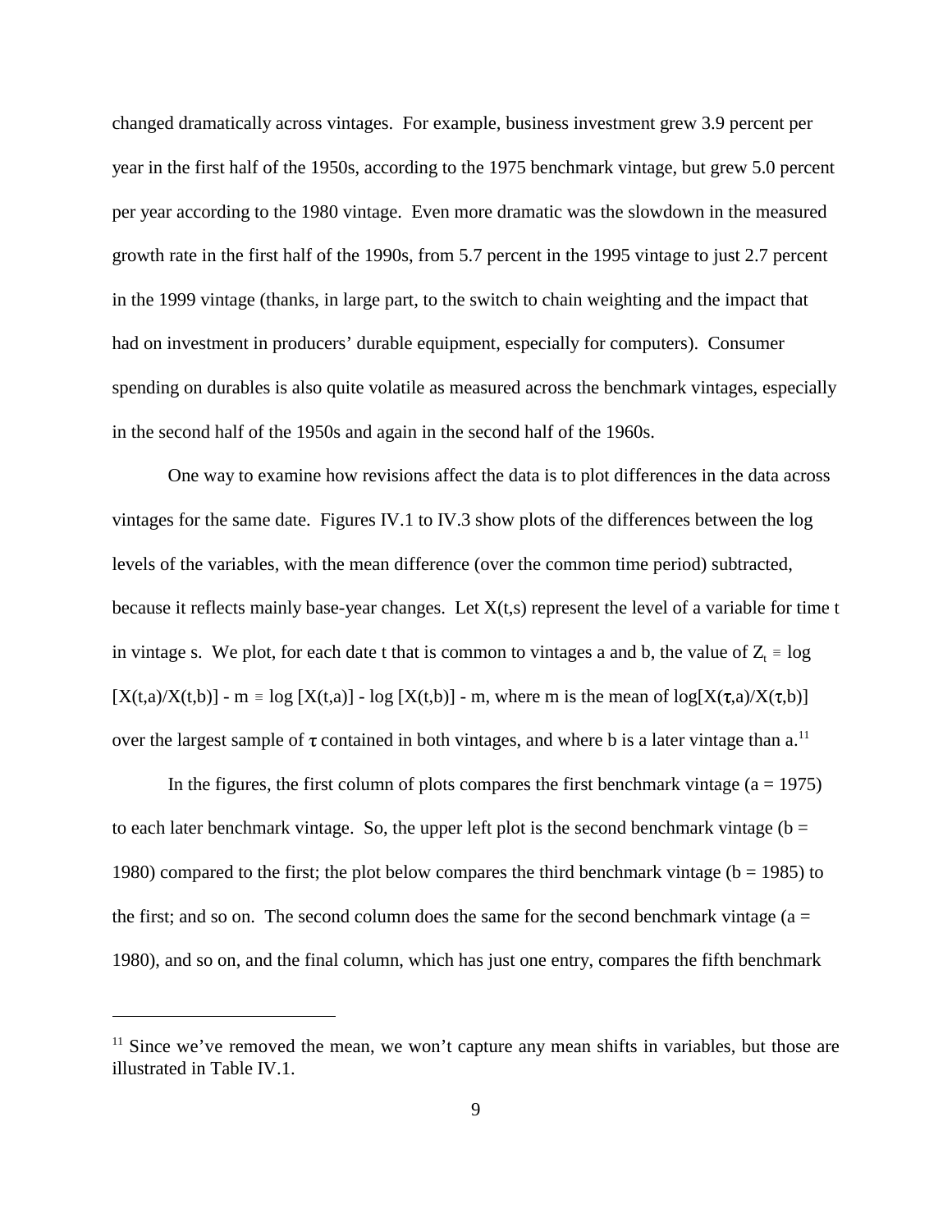changed dramatically across vintages. For example, business investment grew 3.9 percent per year in the first half of the 1950s, according to the 1975 benchmark vintage, but grew 5.0 percent per year according to the 1980 vintage. Even more dramatic was the slowdown in the measured growth rate in the first half of the 1990s, from 5.7 percent in the 1995 vintage to just 2.7 percent in the 1999 vintage (thanks, in large part, to the switch to chain weighting and the impact that had on investment in producers' durable equipment, especially for computers). Consumer spending on durables is also quite volatile as measured across the benchmark vintages, especially in the second half of the 1950s and again in the second half of the 1960s.

One way to examine how revisions affect the data is to plot differences in the data across vintages for the same date. Figures IV.1 to IV.3 show plots of the differences between the log levels of the variables, with the mean difference (over the common time period) subtracted, because it reflects mainly base-year changes. Let X(t,s) represent the level of a variable for time t in vintage s. We plot, for each date t that is common to vintages a and b, the value of $Z_t \equiv \log [X(t,a)/X(t,b)] - m \equiv \log [X(t,a)] - \log [X(t,b)] - m$, where m is the mean of $\log[X(\tau,a)/X(\tau,b)]$ over the largest sample of $\tau$ contained in both vintages, and where b is a later vintage than a.[11]

In the figures, the first column of plots compares the first benchmark vintage (a = 1975) to each later benchmark vintage. So, the upper left plot is the second benchmark vintage (b = 1980) compared to the first; the plot below compares the third benchmark vintage (b = 1985) to the first; and so on. The second column does the same for the second benchmark vintage (a = 1980), and so on, and the final column, which has just one entry, compares the fifth benchmark

---

[11] Since we've removed the mean, we won't capture any mean shifts in variables, but those are illustrated in Table IV.1.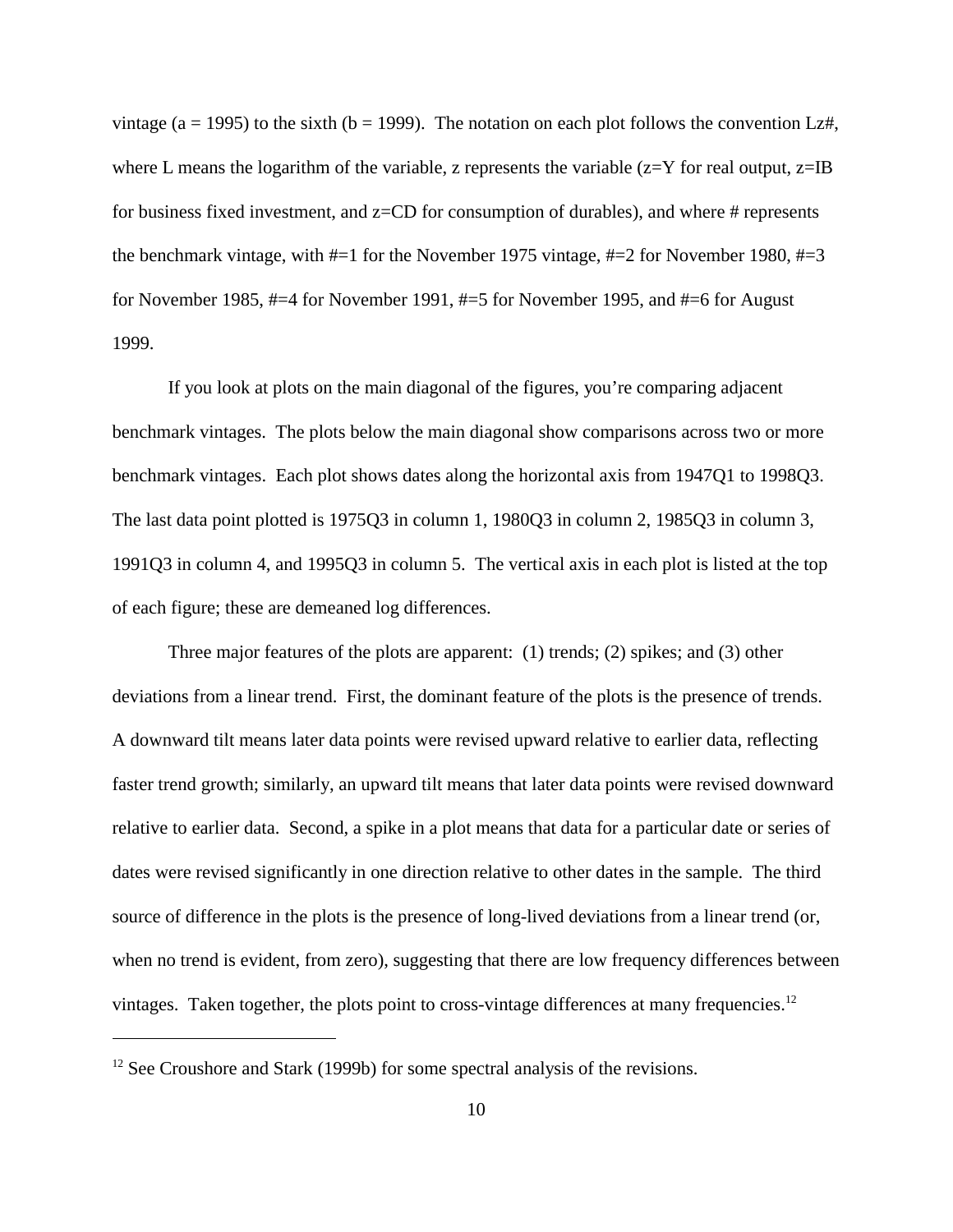vintage (a = 1995) to the sixth (b = 1999). The notation on each plot follows the convention Lz#, where L means the logarithm of the variable, z represents the variable (z=Y for real output, z=IB for business fixed investment, and z=CD for consumption of durables), and where # represents the benchmark vintage, with #=1 for the November 1975 vintage, #=2 for November 1980, #=3 for November 1985, #=4 for November 1991, #=5 for November 1995, and #=6 for August 1999.

If you look at plots on the main diagonal of the figures, you're comparing adjacent benchmark vintages. The plots below the main diagonal show comparisons across two or more benchmark vintages. Each plot shows dates along the horizontal axis from 1947Q1 to 1998Q3. The last data point plotted is 1975Q3 in column 1, 1980Q3 in column 2, 1985Q3 in column 3, 1991Q3 in column 4, and 1995Q3 in column 5. The vertical axis in each plot is listed at the top of each figure; these are demeaned log differences.

Three major features of the plots are apparent: (1) trends; (2) spikes; and (3) other deviations from a linear trend. First, the dominant feature of the plots is the presence of trends. A downward tilt means later data points were revised upward relative to earlier data, reflecting faster trend growth; similarly, an upward tilt means that later data points were revised downward relative to earlier data. Second, a spike in a plot means that data for a particular date or series of dates were revised significantly in one direction relative to other dates in the sample. The third source of difference in the plots is the presence of long-lived deviations from a linear trend (or, when no trend is evident, from zero), suggesting that there are low frequency differences between vintages. Taken together, the plots point to cross-vintage differences at many frequencies.[12]

[12] See Croushore and Stark (1999b) for some spectral analysis of the revisions.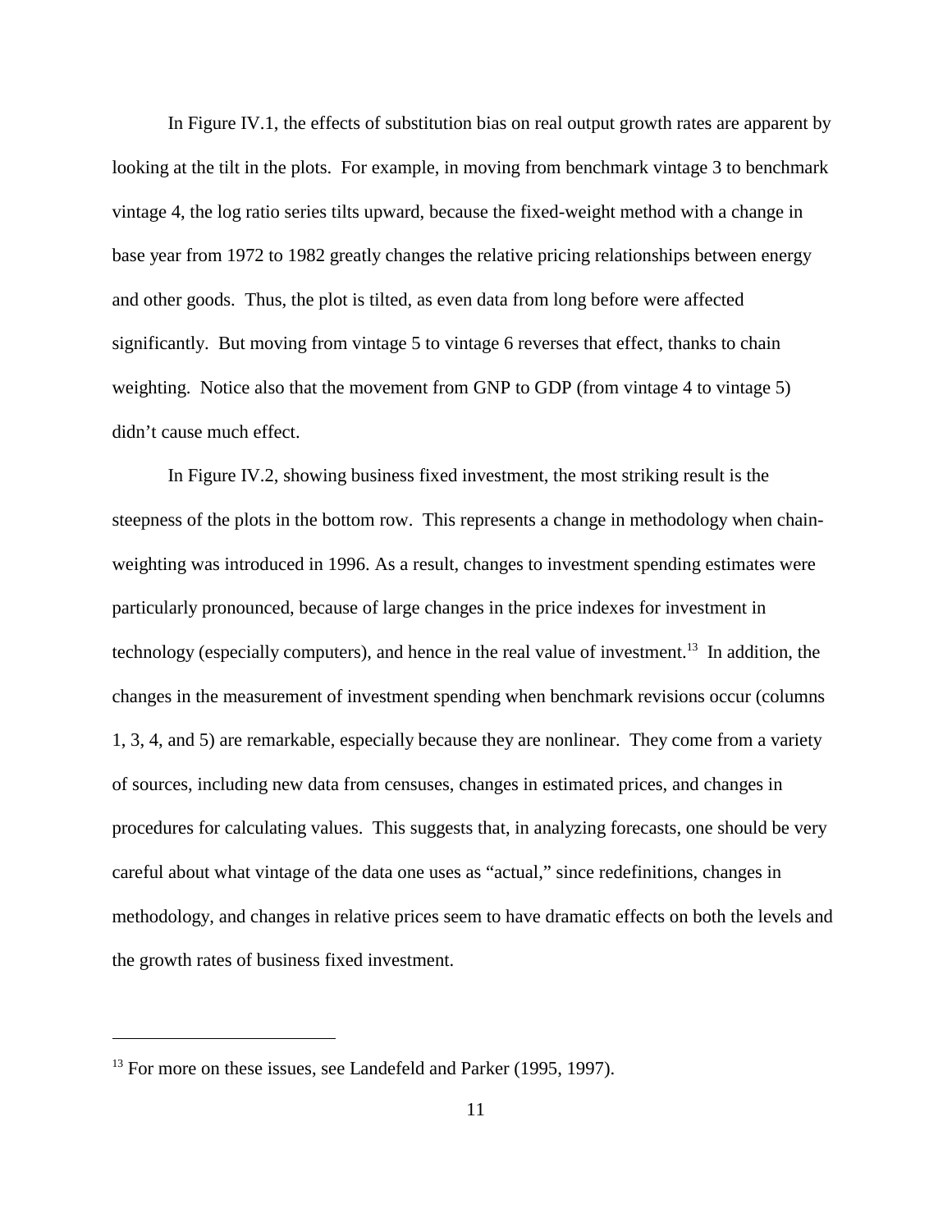In Figure IV.1, the effects of substitution bias on real output growth rates are apparent by looking at the tilt in the plots. For example, in moving from benchmark vintage 3 to benchmark vintage 4, the log ratio series tilts upward, because the fixed-weight method with a change in base year from 1972 to 1982 greatly changes the relative pricing relationships between energy and other goods. Thus, the plot is tilted, as even data from long before were affected significantly. But moving from vintage 5 to vintage 6 reverses that effect, thanks to chain weighting. Notice also that the movement from GNP to GDP (from vintage 4 to vintage 5) didn't cause much effect.

In Figure IV.2, showing business fixed investment, the most striking result is the steepness of the plots in the bottom row. This represents a change in methodology when chain-weighting was introduced in 1996. As a result, changes to investment spending estimates were particularly pronounced, because of large changes in the price indexes for investment in technology (especially computers), and hence in the real value of investment.[13] In addition, the changes in the measurement of investment spending when benchmark revisions occur (columns 1, 3, 4, and 5) are remarkable, especially because they are nonlinear. They come from a variety of sources, including new data from censuses, changes in estimated prices, and changes in procedures for calculating values. This suggests that, in analyzing forecasts, one should be very careful about what vintage of the data one uses as "actual," since redefinitions, changes in methodology, and changes in relative prices seem to have dramatic effects on both the levels and the growth rates of business fixed investment.

---

[13] For more on these issues, see Landefeld and Parker (1995, 1997).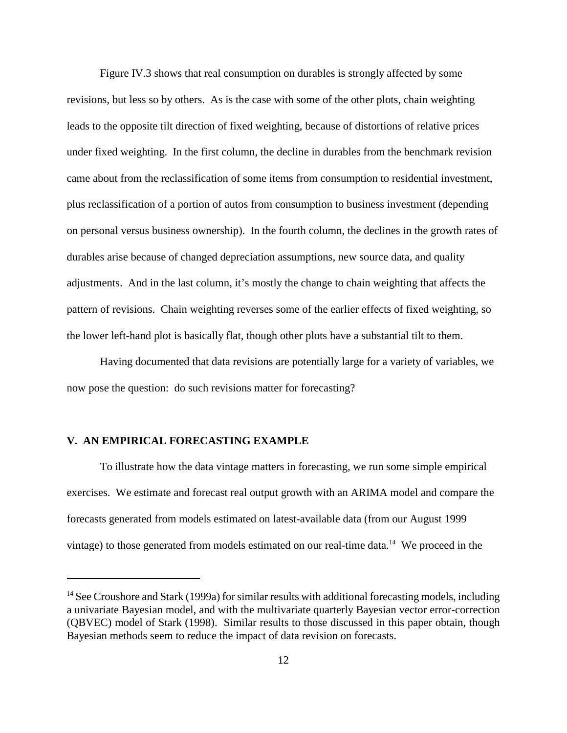Figure IV.3 shows that real consumption on durables is strongly affected by some revisions, but less so by others. As is the case with some of the other plots, chain weighting leads to the opposite tilt direction of fixed weighting, because of distortions of relative prices under fixed weighting. In the first column, the decline in durables from the benchmark revision came about from the reclassification of some items from consumption to residential investment, plus reclassification of a portion of autos from consumption to business investment (depending on personal versus business ownership). In the fourth column, the declines in the growth rates of durables arise because of changed depreciation assumptions, new source data, and quality adjustments. And in the last column, it's mostly the change to chain weighting that affects the pattern of revisions. Chain weighting reverses some of the earlier effects of fixed weighting, so the lower left-hand plot is basically flat, though other plots have a substantial tilt to them.

Having documented that data revisions are potentially large for a variety of variables, we now pose the question: do such revisions matter for forecasting?

## V. AN EMPIRICAL FORECASTING EXAMPLE

To illustrate how the data vintage matters in forecasting, we run some simple empirical exercises. We estimate and forecast real output growth with an ARIMA model and compare the forecasts generated from models estimated on latest-available data (from our August 1999 vintage) to those generated from models estimated on our real-time data.[14] We proceed in the

---

[14] See Croushore and Stark (1999a) for similar results with additional forecasting models, including a univariate Bayesian model, and with the multivariate quarterly Bayesian vector error-correction (QBVEC) model of Stark (1998). Similar results to those discussed in this paper obtain, though Bayesian methods seem to reduce the impact of data revision on forecasts.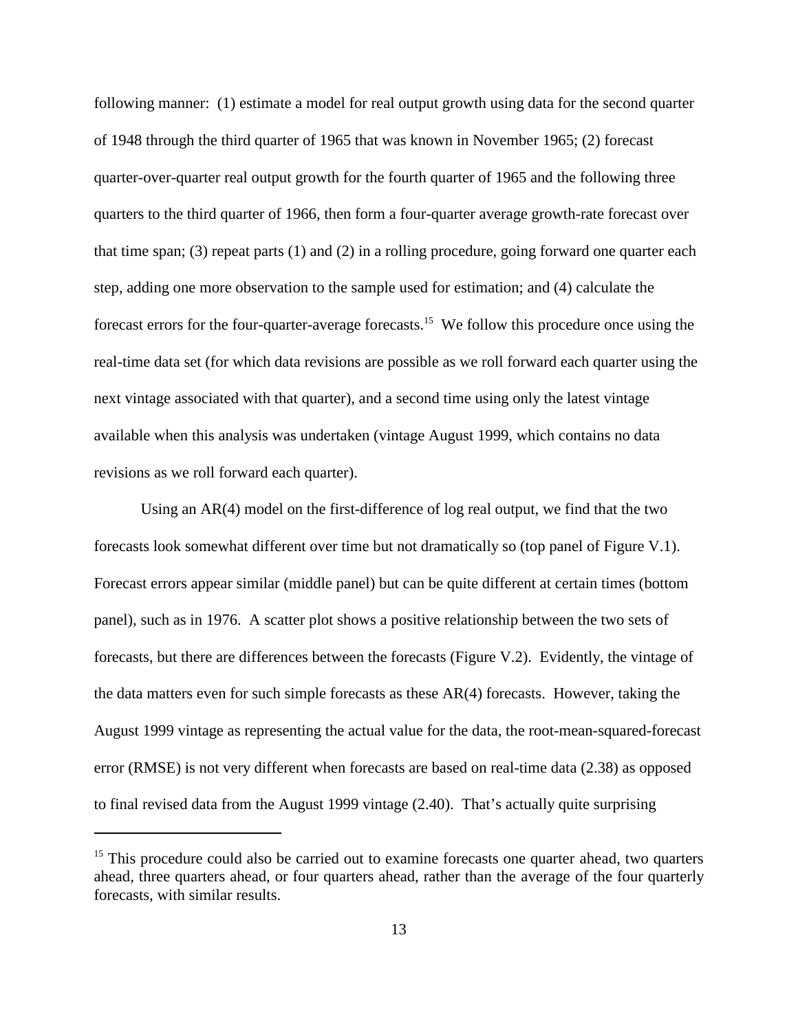following manner: (1) estimate a model for real output growth using data for the second quarter of 1948 through the third quarter of 1965 that was known in November 1965; (2) forecast quarter-over-quarter real output growth for the fourth quarter of 1965 and the following three quarters to the third quarter of 1966, then form a four-quarter average growth-rate forecast over that time span; (3) repeat parts (1) and (2) in a rolling procedure, going forward one quarter each step, adding one more observation to the sample used for estimation; and (4) calculate the forecast errors for the four-quarter-average forecasts.[15] We follow this procedure once using the real-time data set (for which data revisions are possible as we roll forward each quarter using the next vintage associated with that quarter), and a second time using only the latest vintage available when this analysis was undertaken (vintage August 1999, which contains no data revisions as we roll forward each quarter).

Using an AR(4) model on the first-difference of log real output, we find that the two forecasts look somewhat different over time but not dramatically so (top panel of Figure V.1). Forecast errors appear similar (middle panel) but can be quite different at certain times (bottom panel), such as in 1976. A scatter plot shows a positive relationship between the two sets of forecasts, but there are differences between the forecasts (Figure V.2). Evidently, the vintage of the data matters even for such simple forecasts as these AR(4) forecasts. However, taking the August 1999 vintage as representing the actual value for the data, the root-mean-squared-forecast error (RMSE) is not very different when forecasts are based on real-time data (2.38) as opposed to final revised data from the August 1999 vintage (2.40). That's actually quite surprising

[15] This procedure could also be carried out to examine forecasts one quarter ahead, two quarters ahead, three quarters ahead, or four quarters ahead, rather than the average of the four quarterly forecasts, with similar results.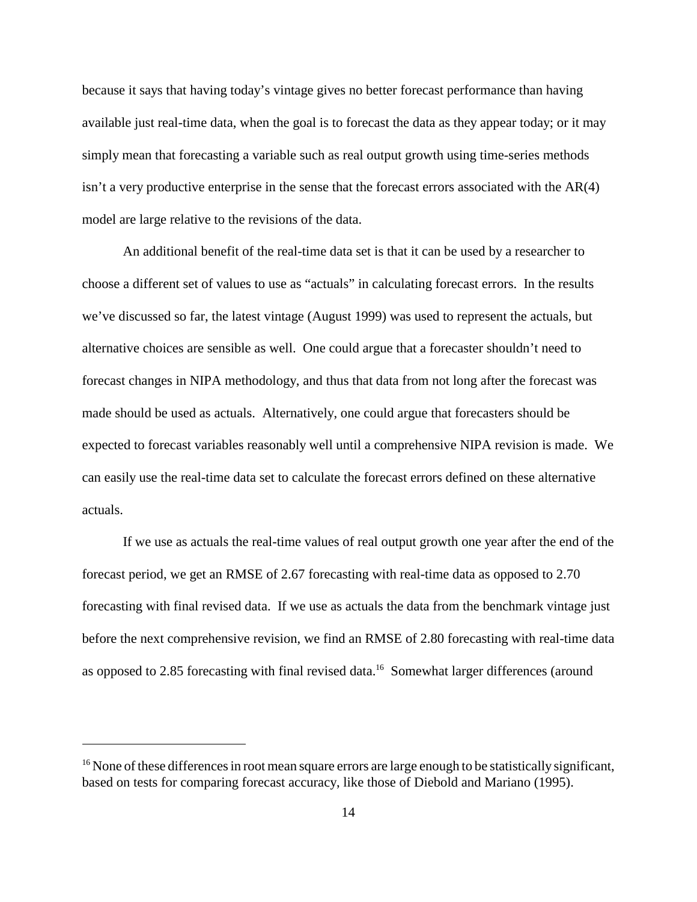because it says that having today's vintage gives no better forecast performance than having available just real-time data, when the goal is to forecast the data as they appear today; or it may simply mean that forecasting a variable such as real output growth using time-series methods isn't a very productive enterprise in the sense that the forecast errors associated with the AR(4) model are large relative to the revisions of the data.

An additional benefit of the real-time data set is that it can be used by a researcher to choose a different set of values to use as "actuals" in calculating forecast errors. In the results we've discussed so far, the latest vintage (August 1999) was used to represent the actuals, but alternative choices are sensible as well. One could argue that a forecaster shouldn't need to forecast changes in NIPA methodology, and thus that data from not long after the forecast was made should be used as actuals. Alternatively, one could argue that forecasters should be expected to forecast variables reasonably well until a comprehensive NIPA revision is made. We can easily use the real-time data set to calculate the forecast errors defined on these alternative actuals.

If we use as actuals the real-time values of real output growth one year after the end of the forecast period, we get an RMSE of 2.67 forecasting with real-time data as opposed to 2.70 forecasting with final revised data. If we use as actuals the data from the benchmark vintage just before the next comprehensive revision, we find an RMSE of 2.80 forecasting with real-time data as opposed to 2.85 forecasting with final revised data.[16] Somewhat larger differences (around

[16] None of these differences in root mean square errors are large enough to be statistically significant, based on tests for comparing forecast accuracy, like those of Diebold and Mariano (1995).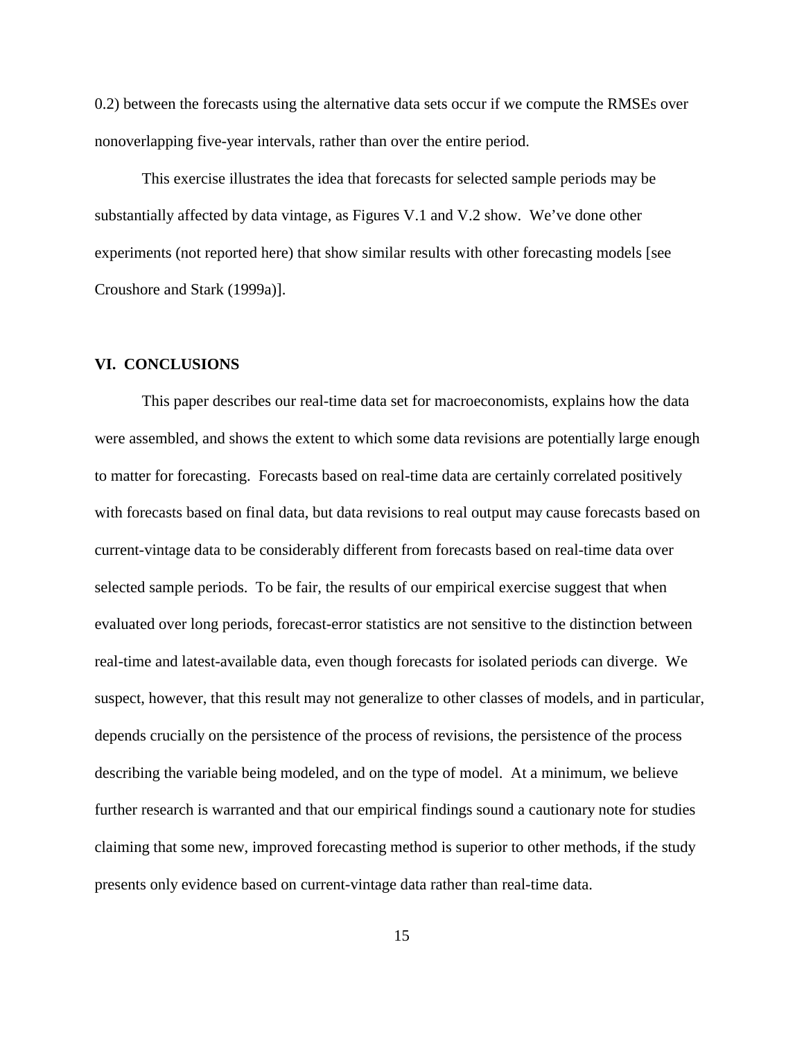0.2) between the forecasts using the alternative data sets occur if we compute the RMSEs over nonoverlapping five-year intervals, rather than over the entire period.

This exercise illustrates the idea that forecasts for selected sample periods may be substantially affected by data vintage, as Figures V.1 and V.2 show. We've done other experiments (not reported here) that show similar results with other forecasting models [see Croushore and Stark (1999a)].

## VI. CONCLUSIONS

This paper describes our real-time data set for macroeconomists, explains how the data were assembled, and shows the extent to which some data revisions are potentially large enough to matter for forecasting. Forecasts based on real-time data are certainly correlated positively with forecasts based on final data, but data revisions to real output may cause forecasts based on current-vintage data to be considerably different from forecasts based on real-time data over selected sample periods. To be fair, the results of our empirical exercise suggest that when evaluated over long periods, forecast-error statistics are not sensitive to the distinction between real-time and latest-available data, even though forecasts for isolated periods can diverge. We suspect, however, that this result may not generalize to other classes of models, and in particular, depends crucially on the persistence of the process of revisions, the persistence of the process describing the variable being modeled, and on the type of model. At a minimum, we believe further research is warranted and that our empirical findings sound a cautionary note for studies claiming that some new, improved forecasting method is superior to other methods, if the study presents only evidence based on current-vintage data rather than real-time data.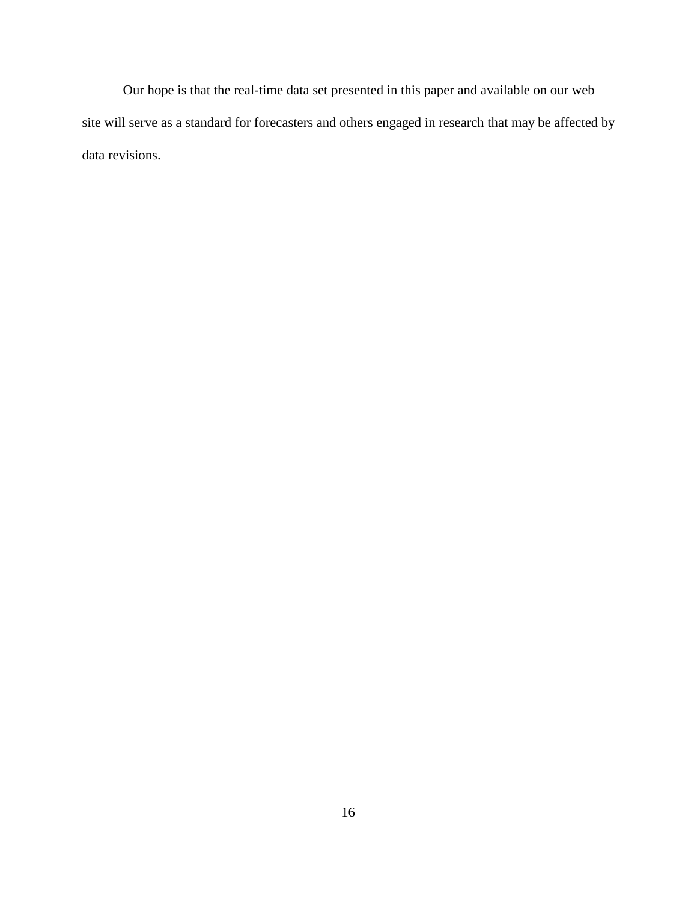Our hope is that the real-time data set presented in this paper and available on our web site will serve as a standard for forecasters and others engaged in research that may be affected by data revisions.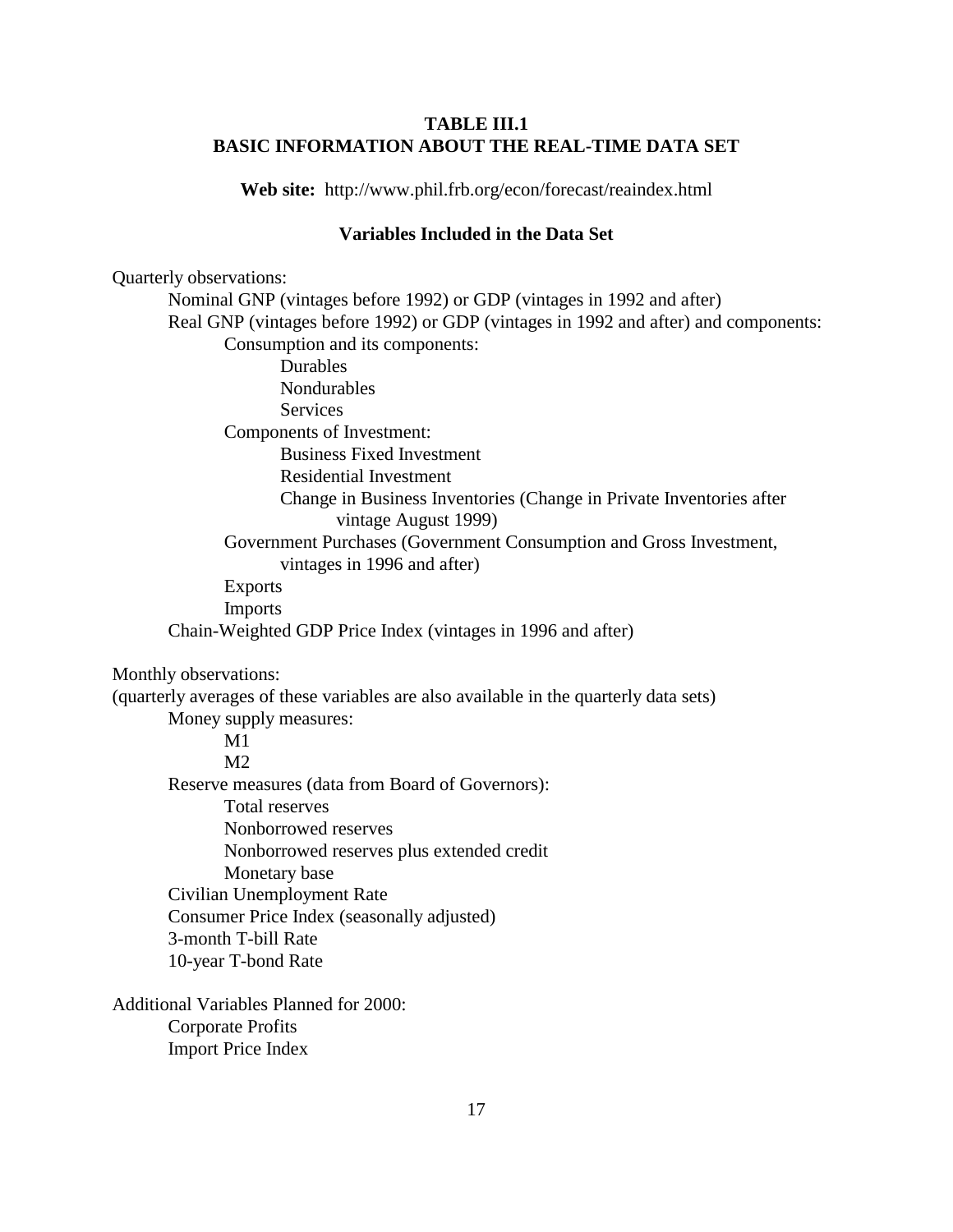**TABLE III.1**
**BASIC INFORMATION ABOUT THE REAL-TIME DATA SET**

**Web site:** http://www.phil.frb.org/econ/forecast/reaindex.html

**Variables Included in the Data Set**

Quarterly observations:

- Nominal GNP (vintages before 1992) or GDP (vintages in 1992 and after)
- Real GNP (vintages before 1992) or GDP (vintages in 1992 and after) and components:
  - Consumption and its components:
    - Durables
    - Nondurables
    - Services
  - Components of Investment:
    - Business Fixed Investment
    - Residential Investment
    - Change in Business Inventories (Change in Private Inventories after vintage August 1999)
  - Government Purchases (Government Consumption and Gross Investment, vintages in 1996 and after)
  - Exports
  - Imports
- Chain-Weighted GDP Price Index (vintages in 1996 and after)

Monthly observations:
(quarterly averages of these variables are also available in the quarterly data sets)

- Money supply measures:
  - M1
  - M2
- Reserve measures (data from Board of Governors):
  - Total reserves
  - Nonborrowed reserves
  - Nonborrowed reserves plus extended credit
  - Monetary base
- Civilian Unemployment Rate
- Consumer Price Index (seasonally adjusted)
- 3-month T-bill Rate
- 10-year T-bond Rate

Additional Variables Planned for 2000:

- Corporate Profits
- Import Price Index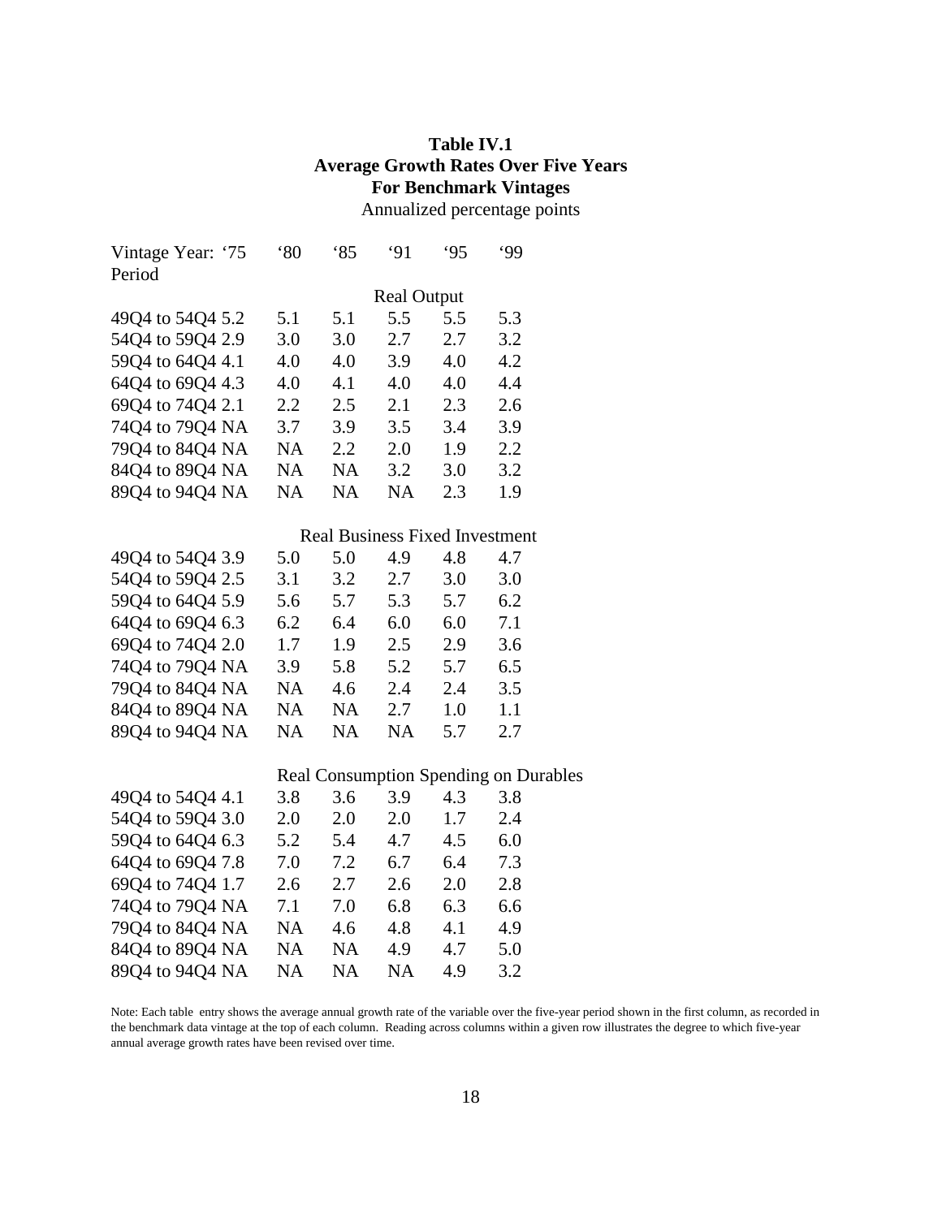**Table IV.1**
**Average Growth Rates Over Five Years**
**For Benchmark Vintages**
Annualized percentage points

| Vintage Year: Period | '75 | '80 | '85 | '91 | '95 | '99 |
|---|---|---|---|---|---|---|
| | | | | **Real Output** | | |
| 49Q4 to 54Q4 | 5.2 | 5.1 | 5.1 | 5.5 | 5.5 | 5.3 |
| 54Q4 to 59Q4 | 2.9 | 3.0 | 3.0 | 2.7 | 2.7 | 3.2 |
| 59Q4 to 64Q4 | 4.1 | 4.0 | 4.0 | 3.9 | 4.0 | 4.2 |
| 64Q4 to 69Q4 | 4.3 | 4.0 | 4.1 | 4.0 | 4.0 | 4.4 |
| 69Q4 to 74Q4 | 2.1 | 2.2 | 2.5 | 2.1 | 2.3 | 2.6 |
| 74Q4 to 79Q4 | NA | 3.7 | 3.9 | 3.5 | 3.4 | 3.9 |
| 79Q4 to 84Q4 | NA | NA | 2.2 | 2.0 | 1.9 | 2.2 |
| 84Q4 to 89Q4 | NA | NA | NA | 3.2 | 3.0 | 3.2 |
| 89Q4 to 94Q4 | NA | NA | NA | NA | 2.3 | 1.9 |
| | | | | **Real Business Fixed Investment** | | |
| 49Q4 to 54Q4 | 3.9 | 5.0 | 5.0 | 4.9 | 4.8 | 4.7 |
| 54Q4 to 59Q4 | 2.5 | 3.1 | 3.2 | 2.7 | 3.0 | 3.0 |
| 59Q4 to 64Q4 | 5.9 | 5.6 | 5.7 | 5.3 | 5.7 | 6.2 |
| 64Q4 to 69Q4 | 6.3 | 6.2 | 6.4 | 6.0 | 6.0 | 7.1 |
| 69Q4 to 74Q4 | 2.0 | 1.7 | 1.9 | 2.5 | 2.9 | 3.6 |
| 74Q4 to 79Q4 | NA | 3.9 | 5.8 | 5.2 | 5.7 | 6.5 |
| 79Q4 to 84Q4 | NA | NA | 4.6 | 2.4 | 2.4 | 3.5 |
| 84Q4 to 89Q4 | NA | NA | NA | 2.7 | 1.0 | 1.1 |
| 89Q4 to 94Q4 | NA | NA | NA | NA | 5.7 | 2.7 |
| | | | | **Real Consumption Spending on Durables** | | |
| 49Q4 to 54Q4 | 4.1 | 3.8 | 3.6 | 3.9 | 4.3 | 3.8 |
| 54Q4 to 59Q4 | 3.0 | 2.0 | 2.0 | 2.0 | 1.7 | 2.4 |
| 59Q4 to 64Q4 | 6.3 | 5.2 | 5.4 | 4.7 | 4.5 | 6.0 |
| 64Q4 to 69Q4 | 7.8 | 7.0 | 7.2 | 6.7 | 6.4 | 7.3 |
| 69Q4 to 74Q4 | 1.7 | 2.6 | 2.7 | 2.6 | 2.0 | 2.8 |
| 74Q4 to 79Q4 | NA | 7.1 | 7.0 | 6.8 | 6.3 | 6.6 |
| 79Q4 to 84Q4 | NA | NA | 4.6 | 4.8 | 4.1 | 4.9 |
| 84Q4 to 89Q4 | NA | NA | NA | 4.9 | 4.7 | 5.0 |
| 89Q4 to 94Q4 | NA | NA | NA | NA | 4.9 | 3.2 |

Note: Each table entry shows the average annual growth rate of the variable over the five-year period shown in the first column, as recorded in the benchmark data vintage at the top of each column. Reading across columns within a given row illustrates the degree to which five-year annual average growth rates have been revised over time.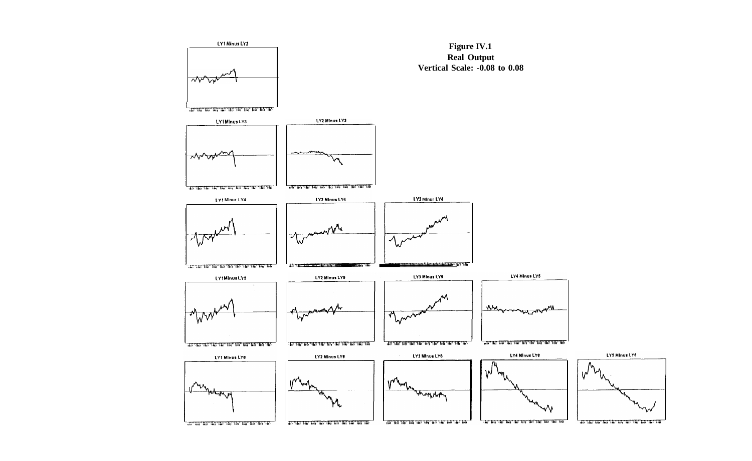**Figure IV.1**
**Real Output**
**Vertical Scale: -0.08 to 0.08**

LY1 Minus LY2

LY1 Minus LY3

LY2 Minus LY3

LY1 Minus LY4

LY2 Minus LY4

LY3 Minus LY4

LY1 Minus LY5

LY2 Minus LY5

LY3 Minus LY5

LY4 Minus LY5

LY1 Minus LY6

LY2 Minus LY6

LY3 Minus LY6

LY4 Minus LY6

LY5 Minus LY6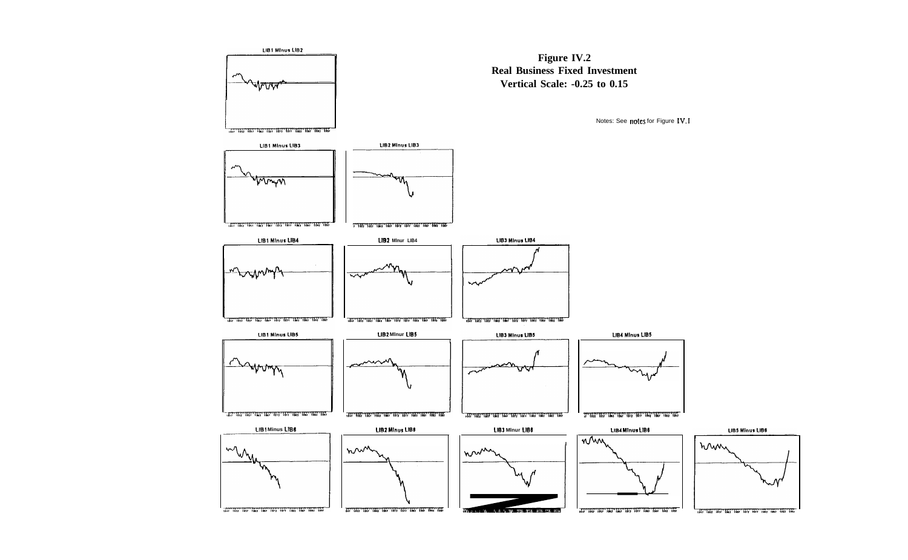**Figure IV.2**
**Real Business Fixed Investment**
**Vertical Scale: -0.25 to 0.15**

Notes: See notes for Figure IV.1

LIB1 Minus LIB2

LIB1 Minus LIB3

LIB2 Minus LIB3

LIB1 Minus LIB4

LIB2 Minus LIB4

LIB3 Minus LIB4

LIB1 Minus LIB5

LIB2 Minus LIB5

LIB3 Minus LIB5

LIB4 Minus LIB5

LIB1 Minus LIB6

LIB2 Minus LIB6

LIB3 Minus LIB6

LIB4 Minus LIB6

LIB5 Minus LIB6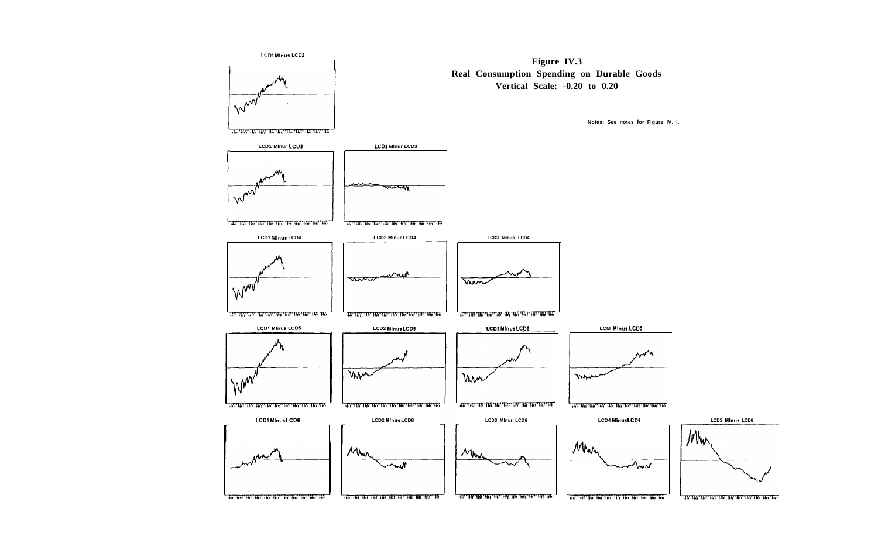**Figure IV.3**
**Real Consumption Spending on Durable Goods**
**Vertical Scale: -0.20 to 0.20**

Notes: See notes for Figure IV. I.

LCD1 Minus LCD2

LCD1 Minus LCD3

LCD2 Minus LCD3

LCD1 Minus LCD4

LCD2 Minus LCD4

LCD3 Minus LCD4

LCD1 Minus LCD5

LCD2 Minus LCD5

LCD3 Minus LCD5

LCD4 Minus LCD5

LCD1 Minus LCD6

LCD2 Minus LCD6

LCD3 Minus LCD6

LCD4 Minus LCD6

LCD5 Minus LCD6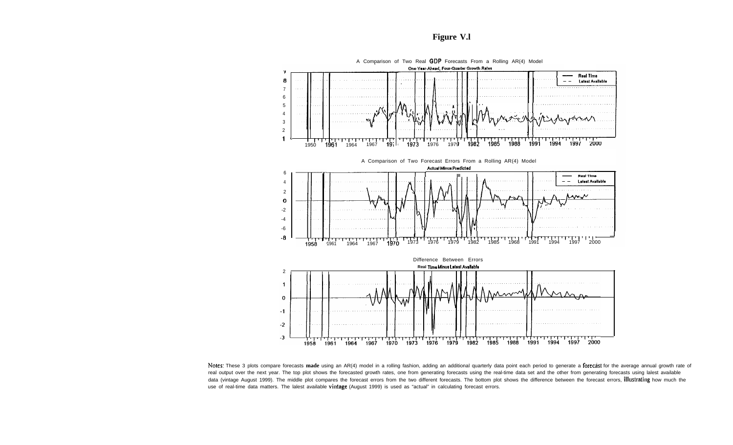# Figure V.l

A Comparison of Two Real GDP Forecasts From a Rolling AR(4) Model

One-Year-Ahead, Four-Quarter Growth Rates

A Comparison of Two Forecast Errors From a Rolling AR(4) Model

Actual Minus Predicted

Difference Between Errors

Real Time Minus Latest Available

Notes: These 3 plots compare forecasts made using an AR(4) model in a rolling fashion, adding an additional quarterly data point each period to generate a forecast for the average annual growth rate of real output over the next year. The top plot shows the forecasted growth rates, one from generating forecasts using the real-time data set and the other from generating forecasts using lalest available data (vintage August 1999). The middle plot compares the forecast errors from the two different forecasts. The bottom plot shows the difference between the forecast errors, illustrating how much the use of real-time data matters. The lalest available vintage (August 1999) is used as "actual" in calculating forecast errors.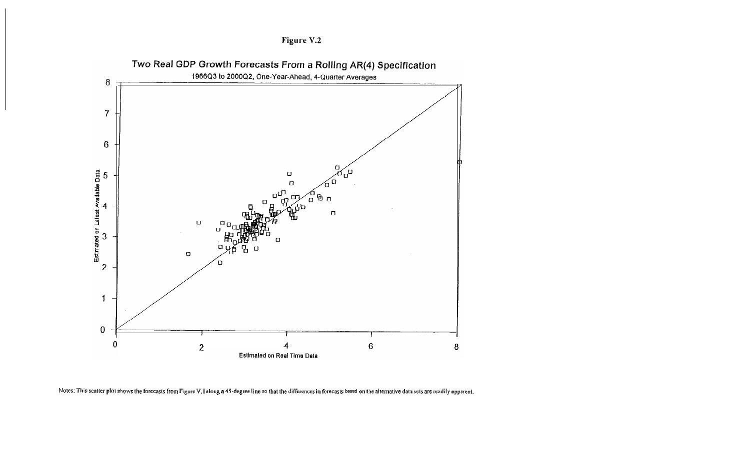**Figure V.2**

Two Real GDP Growth Forecasts From a Rolling AR(4) Specification

1966Q3 to 2000Q2, One-Year-Ahead, 4-Quarter Averages

Estimated on Latest Available Data

Estimated on Real Time Data

Notes: This scatter plot shows the forecasts from Figure V.1 along a 45-degree line so that the differences in forecasts based on the alternative data sets are readily apparent.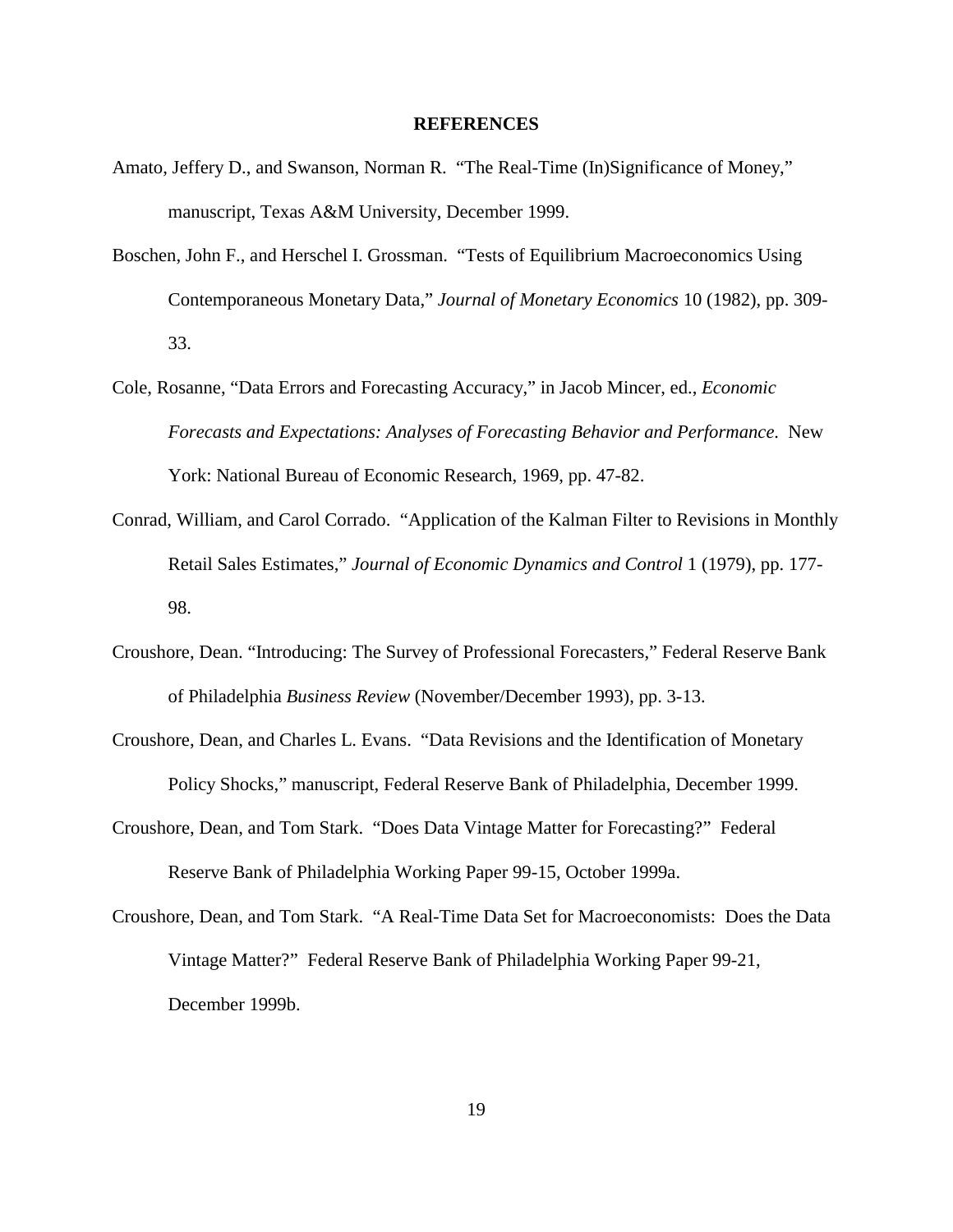## REFERENCES

Amato, Jeffery D., and Swanson, Norman R. "The Real-Time (In)Significance of Money," manuscript, Texas A&M University, December 1999.

Boschen, John F., and Herschel I. Grossman. "Tests of Equilibrium Macroeconomics Using Contemporaneous Monetary Data," *Journal of Monetary Economics* 10 (1982), pp. 309-33.

Cole, Rosanne, "Data Errors and Forecasting Accuracy," in Jacob Mincer, ed., *Economic Forecasts and Expectations: Analyses of Forecasting Behavior and Performance.* New York: National Bureau of Economic Research, 1969, pp. 47-82.

Conrad, William, and Carol Corrado. "Application of the Kalman Filter to Revisions in Monthly Retail Sales Estimates," *Journal of Economic Dynamics and Control* 1 (1979), pp. 177-98.

Croushore, Dean. "Introducing: The Survey of Professional Forecasters," Federal Reserve Bank of Philadelphia *Business Review* (November/December 1993), pp. 3-13.

Croushore, Dean, and Charles L. Evans. "Data Revisions and the Identification of Monetary Policy Shocks," manuscript, Federal Reserve Bank of Philadelphia, December 1999.

Croushore, Dean, and Tom Stark. "Does Data Vintage Matter for Forecasting?" Federal Reserve Bank of Philadelphia Working Paper 99-15, October 1999a.

Croushore, Dean, and Tom Stark. "A Real-Time Data Set for Macroeconomists: Does the Data Vintage Matter?" Federal Reserve Bank of Philadelphia Working Paper 99-21, December 1999b.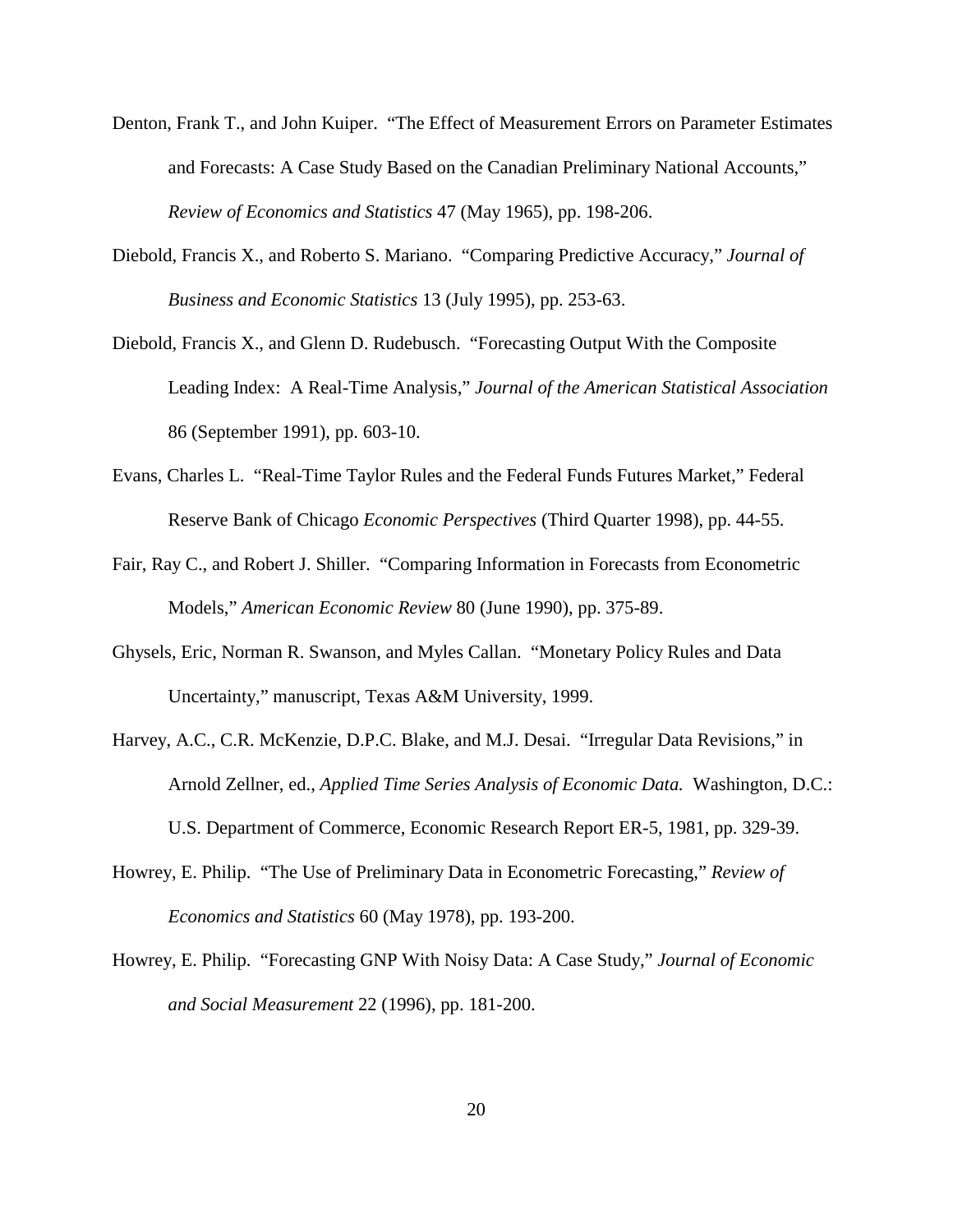Denton, Frank T., and John Kuiper. "The Effect of Measurement Errors on Parameter Estimates and Forecasts: A Case Study Based on the Canadian Preliminary National Accounts," *Review of Economics and Statistics* 47 (May 1965), pp. 198-206.

Diebold, Francis X., and Roberto S. Mariano. "Comparing Predictive Accuracy," *Journal of Business and Economic Statistics* 13 (July 1995), pp. 253-63.

Diebold, Francis X., and Glenn D. Rudebusch. "Forecasting Output With the Composite Leading Index: A Real-Time Analysis," *Journal of the American Statistical Association* 86 (September 1991), pp. 603-10.

Evans, Charles L. "Real-Time Taylor Rules and the Federal Funds Futures Market," Federal Reserve Bank of Chicago *Economic Perspectives* (Third Quarter 1998), pp. 44-55.

Fair, Ray C., and Robert J. Shiller. "Comparing Information in Forecasts from Econometric Models," *American Economic Review* 80 (June 1990), pp. 375-89.

Ghysels, Eric, Norman R. Swanson, and Myles Callan. "Monetary Policy Rules and Data Uncertainty," manuscript, Texas A&M University, 1999.

Harvey, A.C., C.R. McKenzie, D.P.C. Blake, and M.J. Desai. "Irregular Data Revisions," in Arnold Zellner, ed., *Applied Time Series Analysis of Economic Data.* Washington, D.C.: U.S. Department of Commerce, Economic Research Report ER-5, 1981, pp. 329-39.

Howrey, E. Philip. "The Use of Preliminary Data in Econometric Forecasting," *Review of Economics and Statistics* 60 (May 1978), pp. 193-200.

Howrey, E. Philip. "Forecasting GNP With Noisy Data: A Case Study," *Journal of Economic and Social Measurement* 22 (1996), pp. 181-200.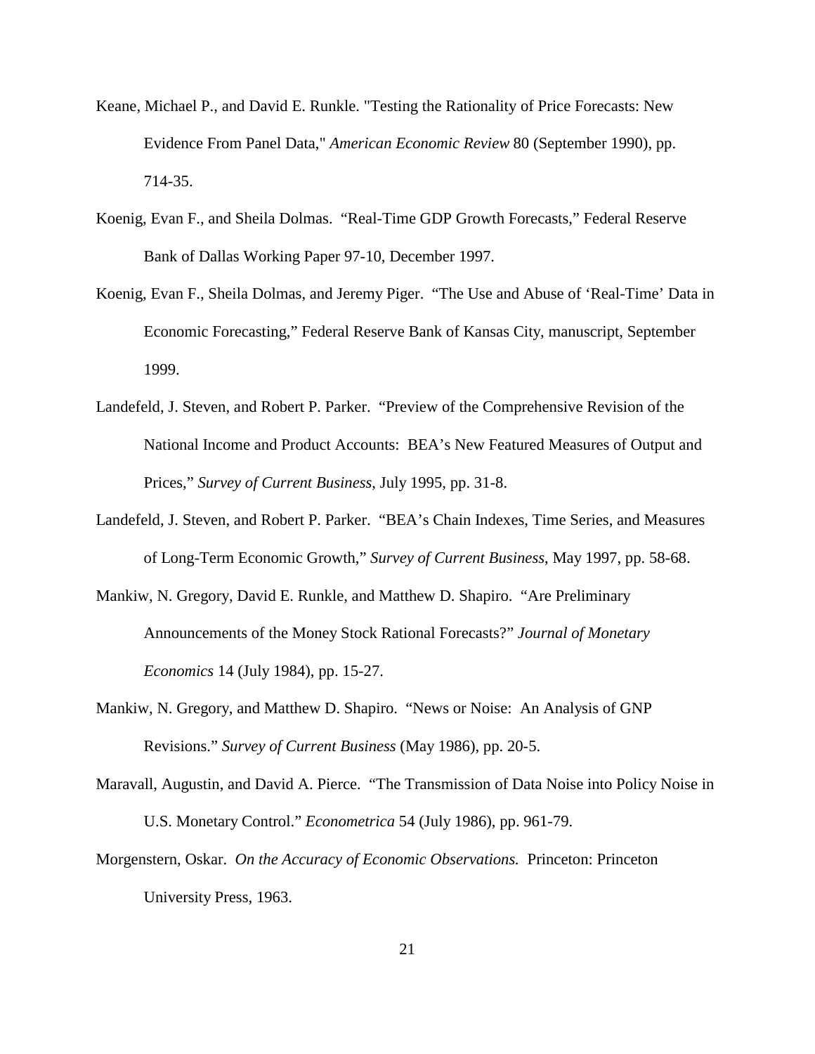Keane, Michael P., and David E. Runkle. "Testing the Rationality of Price Forecasts: New Evidence From Panel Data," *American Economic Review* 80 (September 1990), pp. 714-35.

Koenig, Evan F., and Sheila Dolmas. "Real-Time GDP Growth Forecasts," Federal Reserve Bank of Dallas Working Paper 97-10, December 1997.

Koenig, Evan F., Sheila Dolmas, and Jeremy Piger. "The Use and Abuse of 'Real-Time' Data in Economic Forecasting," Federal Reserve Bank of Kansas City, manuscript, September 1999.

Landefeld, J. Steven, and Robert P. Parker. "Preview of the Comprehensive Revision of the National Income and Product Accounts: BEA's New Featured Measures of Output and Prices," *Survey of Current Business*, July 1995, pp. 31-8.

Landefeld, J. Steven, and Robert P. Parker. "BEA's Chain Indexes, Time Series, and Measures of Long-Term Economic Growth," *Survey of Current Business*, May 1997, pp. 58-68.

Mankiw, N. Gregory, David E. Runkle, and Matthew D. Shapiro. "Are Preliminary Announcements of the Money Stock Rational Forecasts?" *Journal of Monetary Economics* 14 (July 1984), pp. 15-27.

Mankiw, N. Gregory, and Matthew D. Shapiro. "News or Noise: An Analysis of GNP Revisions." *Survey of Current Business* (May 1986), pp. 20-5.

Maravall, Augustin, and David A. Pierce. "The Transmission of Data Noise into Policy Noise in U.S. Monetary Control." *Econometrica* 54 (July 1986), pp. 961-79.

Morgenstern, Oskar. *On the Accuracy of Economic Observations.* Princeton: Princeton University Press, 1963.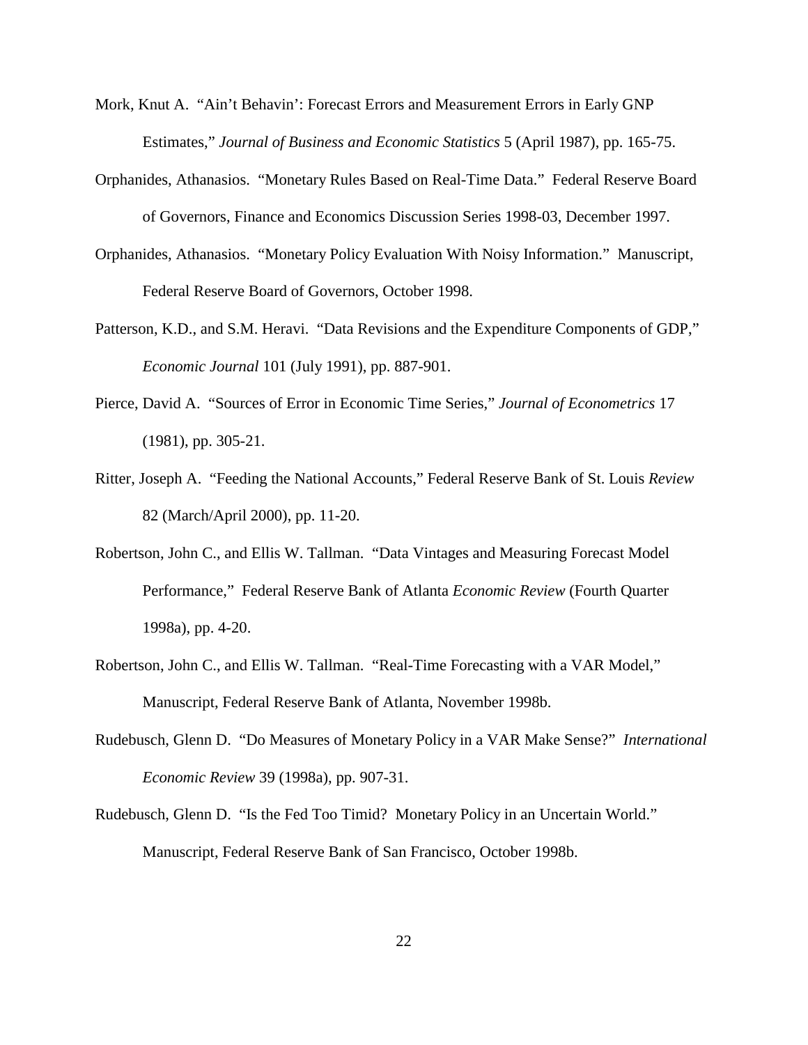Mork, Knut A. "Ain't Behavin': Forecast Errors and Measurement Errors in Early GNP Estimates," *Journal of Business and Economic Statistics* 5 (April 1987), pp. 165-75.

Orphanides, Athanasios. "Monetary Rules Based on Real-Time Data." Federal Reserve Board of Governors, Finance and Economics Discussion Series 1998-03, December 1997.

Orphanides, Athanasios. "Monetary Policy Evaluation With Noisy Information." Manuscript, Federal Reserve Board of Governors, October 1998.

Patterson, K.D., and S.M. Heravi. "Data Revisions and the Expenditure Components of GDP," *Economic Journal* 101 (July 1991), pp. 887-901.

Pierce, David A. "Sources of Error in Economic Time Series," *Journal of Econometrics* 17 (1981), pp. 305-21.

Ritter, Joseph A. "Feeding the National Accounts," Federal Reserve Bank of St. Louis *Review* 82 (March/April 2000), pp. 11-20.

Robertson, John C., and Ellis W. Tallman. "Data Vintages and Measuring Forecast Model Performance," Federal Reserve Bank of Atlanta *Economic Review* (Fourth Quarter 1998a), pp. 4-20.

Robertson, John C., and Ellis W. Tallman. "Real-Time Forecasting with a VAR Model," Manuscript, Federal Reserve Bank of Atlanta, November 1998b.

Rudebusch, Glenn D. "Do Measures of Monetary Policy in a VAR Make Sense?" *International Economic Review* 39 (1998a), pp. 907-31.

Rudebusch, Glenn D. "Is the Fed Too Timid? Monetary Policy in an Uncertain World." Manuscript, Federal Reserve Bank of San Francisco, October 1998b.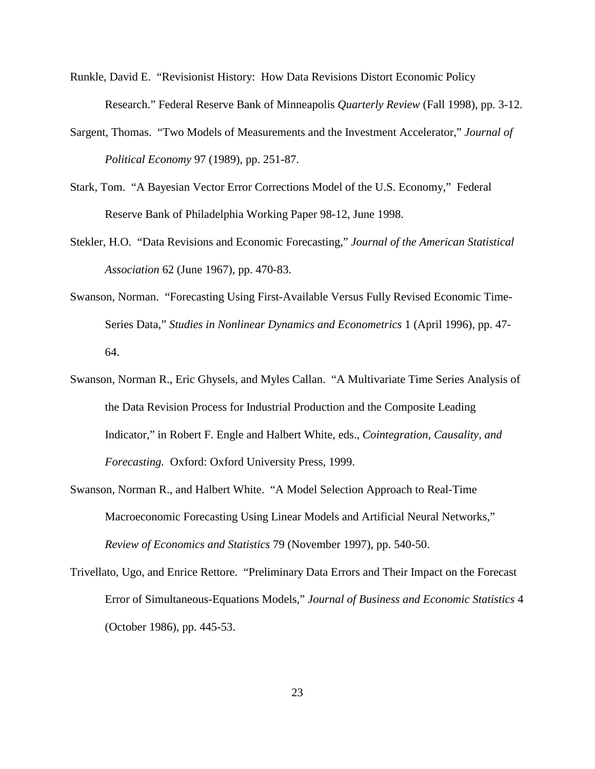Runkle, David E. "Revisionist History: How Data Revisions Distort Economic Policy Research." Federal Reserve Bank of Minneapolis *Quarterly Review* (Fall 1998), pp. 3-12.

Sargent, Thomas. "Two Models of Measurements and the Investment Accelerator," *Journal of Political Economy* 97 (1989), pp. 251-87.

Stark, Tom. "A Bayesian Vector Error Corrections Model of the U.S. Economy," Federal Reserve Bank of Philadelphia Working Paper 98-12, June 1998.

Stekler, H.O. "Data Revisions and Economic Forecasting," *Journal of the American Statistical Association* 62 (June 1967), pp. 470-83.

Swanson, Norman. "Forecasting Using First-Available Versus Fully Revised Economic Time-Series Data," *Studies in Nonlinear Dynamics and Econometrics* 1 (April 1996), pp. 47-64.

Swanson, Norman R., Eric Ghysels, and Myles Callan. "A Multivariate Time Series Analysis of the Data Revision Process for Industrial Production and the Composite Leading Indicator," in Robert F. Engle and Halbert White, eds., *Cointegration, Causality, and Forecasting.* Oxford: Oxford University Press, 1999.

Swanson, Norman R., and Halbert White. "A Model Selection Approach to Real-Time Macroeconomic Forecasting Using Linear Models and Artificial Neural Networks," *Review of Economics and Statistics* 79 (November 1997), pp. 540-50.

Trivellato, Ugo, and Enrice Rettore. "Preliminary Data Errors and Their Impact on the Forecast Error of Simultaneous-Equations Models," *Journal of Business and Economic Statistics* 4 (October 1986), pp. 445-53.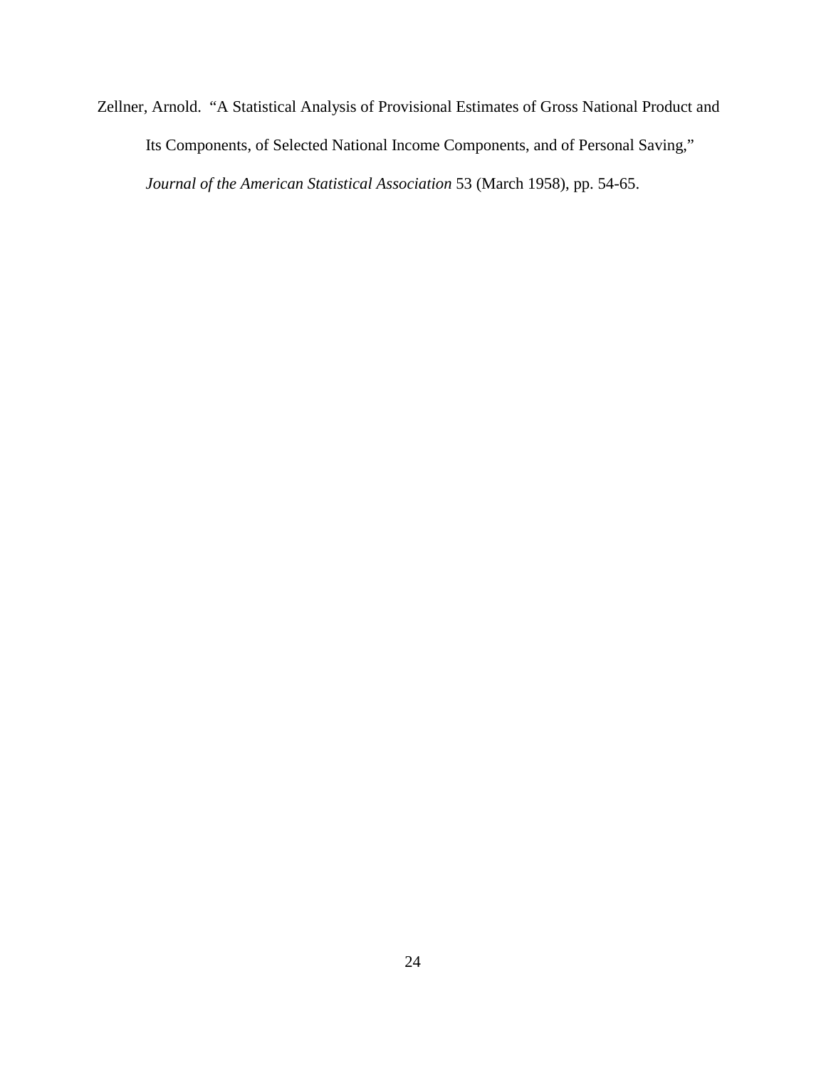Zellner, Arnold. "A Statistical Analysis of Provisional Estimates of Gross National Product and Its Components, of Selected National Income Components, and of Personal Saving," *Journal of the American Statistical Association* 53 (March 1958), pp. 54-65.